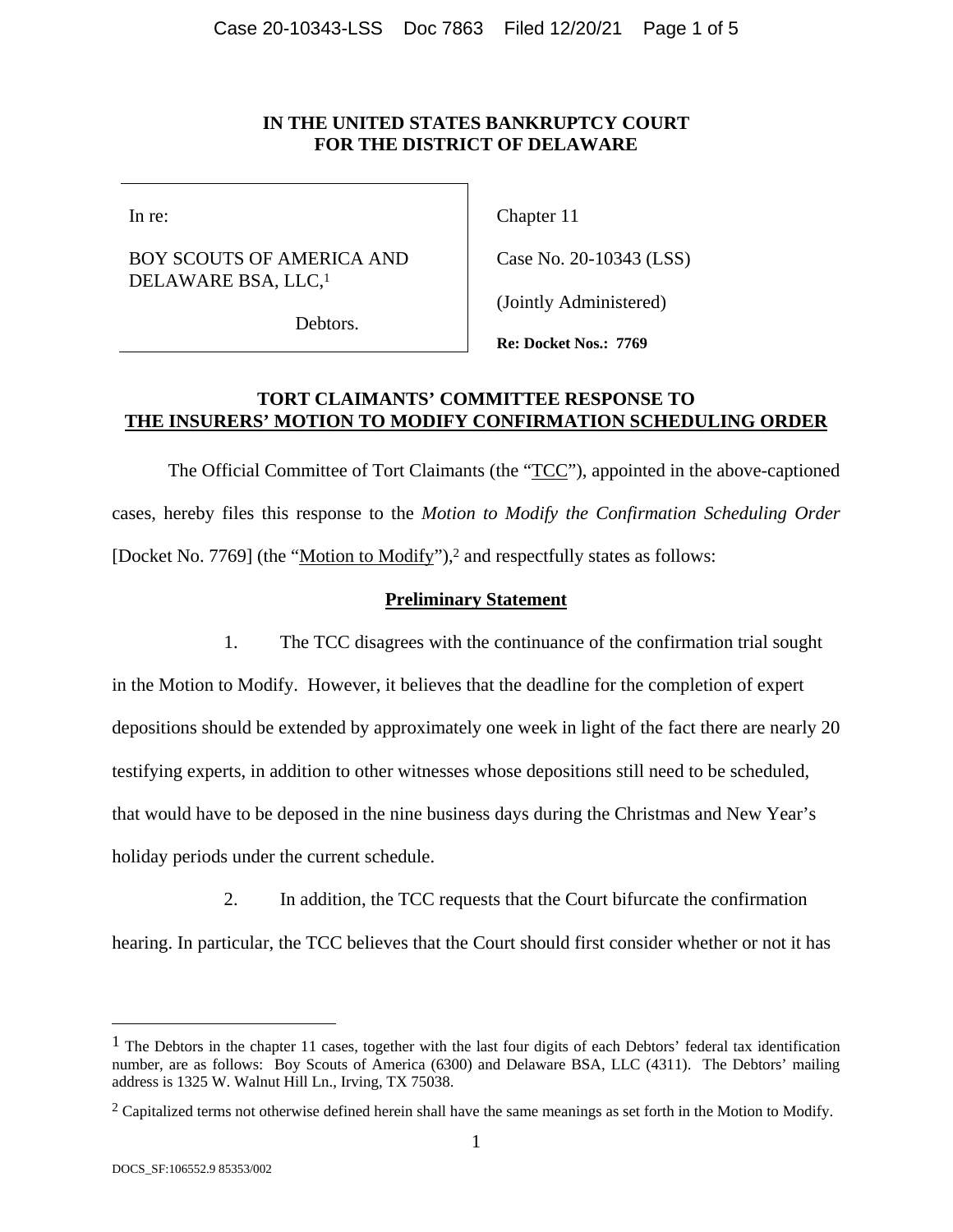**IN THE UNITED STATES BANKRUPTCY COURT**
**FOR THE DISTRICT OF DELAWARE**

| | |
|---|---|
| In re:<br><br>BOY SCOUTS OF AMERICA AND DELAWARE BSA, LLC,[1]<br><br>Debtors. | Chapter 11<br><br>Case No. 20-10343 (LSS)<br><br>(Jointly Administered)<br><br>**Re: Docket Nos.: 7769** |

**TORT CLAIMANTS' COMMITTEE RESPONSE TO**
**THE INSURERS' MOTION TO MODIFY CONFIRMATION SCHEDULING ORDER**

The Official Committee of Tort Claimants (the "TCC"), appointed in the above-captioned cases, hereby files this response to the *Motion to Modify the Confirmation Scheduling Order* [Docket No. 7769] (the "Motion to Modify"),[2] and respectfully states as follows:

## Preliminary Statement

1. The TCC disagrees with the continuance of the confirmation trial sought in the Motion to Modify. However, it believes that the deadline for the completion of expert depositions should be extended by approximately one week in light of the fact there are nearly 20 testifying experts, in addition to other witnesses whose depositions still need to be scheduled, that would have to be deposed in the nine business days during the Christmas and New Year's holiday periods under the current schedule.

2. In addition, the TCC requests that the Court bifurcate the confirmation hearing. In particular, the TCC believes that the Court should first consider whether or not it has

---

[1] The Debtors in the chapter 11 cases, together with the last four digits of each Debtors' federal tax identification number, are as follows: Boy Scouts of America (6300) and Delaware BSA, LLC (4311). The Debtors' mailing address is 1325 W. Walnut Hill Ln., Irving, TX 75038.

[2] Capitalized terms not otherwise defined herein shall have the same meanings as set forth in the Motion to Modify.

DOCS_SF:106552.9 85353/002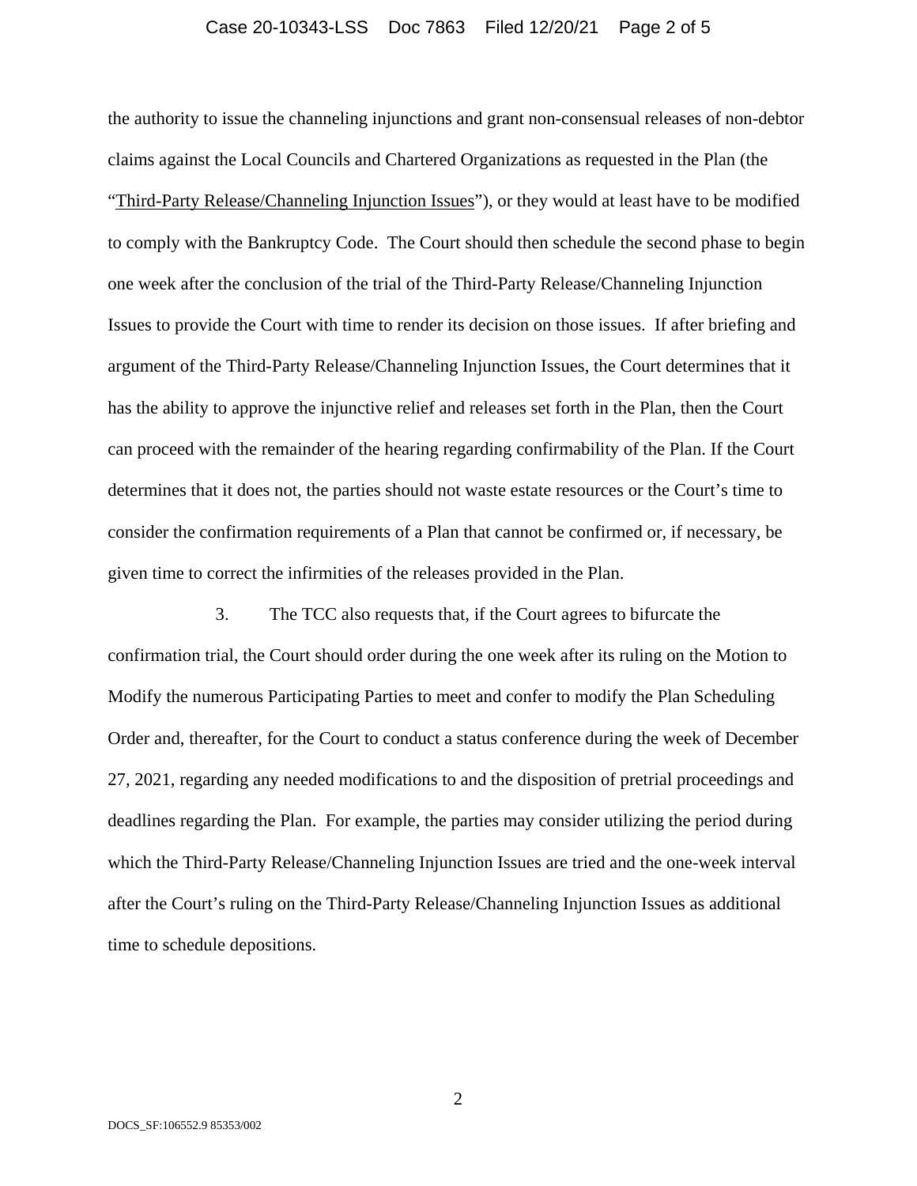the authority to issue the channeling injunctions and grant non-consensual releases of non-debtor claims against the Local Councils and Chartered Organizations as requested in the Plan (the "Third-Party Release/Channeling Injunction Issues"), or they would at least have to be modified to comply with the Bankruptcy Code. The Court should then schedule the second phase to begin one week after the conclusion of the trial of the Third-Party Release/Channeling Injunction Issues to provide the Court with time to render its decision on those issues. If after briefing and argument of the Third-Party Release/Channeling Injunction Issues, the Court determines that it has the ability to approve the injunctive relief and releases set forth in the Plan, then the Court can proceed with the remainder of the hearing regarding confirmability of the Plan. If the Court determines that it does not, the parties should not waste estate resources or the Court's time to consider the confirmation requirements of a Plan that cannot be confirmed or, if necessary, be given time to correct the infirmities of the releases provided in the Plan.

3. The TCC also requests that, if the Court agrees to bifurcate the confirmation trial, the Court should order during the one week after its ruling on the Motion to Modify the numerous Participating Parties to meet and confer to modify the Plan Scheduling Order and, thereafter, for the Court to conduct a status conference during the week of December 27, 2021, regarding any needed modifications to and the disposition of pretrial proceedings and deadlines regarding the Plan. For example, the parties may consider utilizing the period during which the Third-Party Release/Channeling Injunction Issues are tried and the one-week interval after the Court's ruling on the Third-Party Release/Channeling Injunction Issues as additional time to schedule depositions.

DOCS_SF:106552.9 85353/002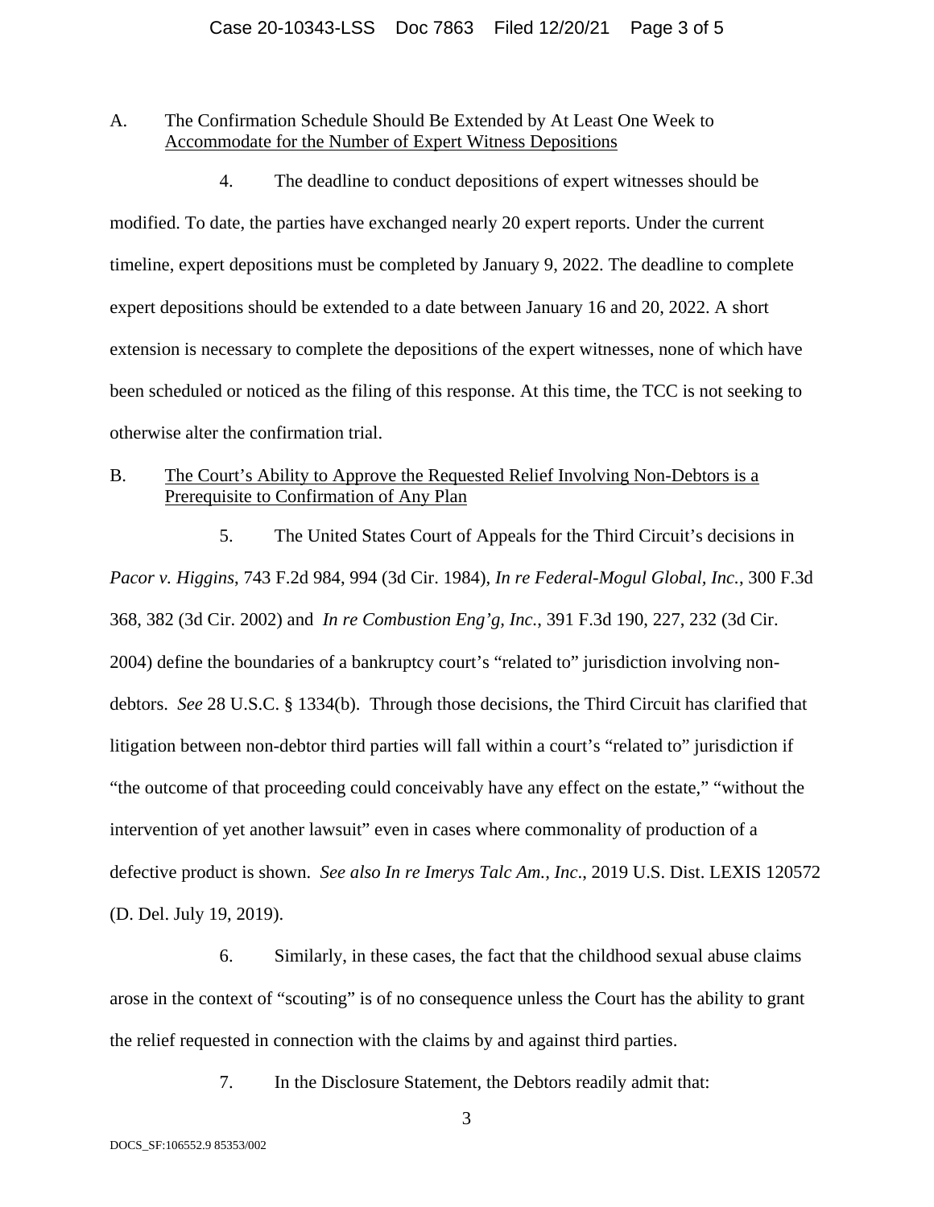A. The Confirmation Schedule Should Be Extended by At Least One Week to Accommodate for the Number of Expert Witness Depositions

4. The deadline to conduct depositions of expert witnesses should be modified. To date, the parties have exchanged nearly 20 expert reports. Under the current timeline, expert depositions must be completed by January 9, 2022. The deadline to complete expert depositions should be extended to a date between January 16 and 20, 2022. A short extension is necessary to complete the depositions of the expert witnesses, none of which have been scheduled or noticed as the filing of this response. At this time, the TCC is not seeking to otherwise alter the confirmation trial.

B. The Court's Ability to Approve the Requested Relief Involving Non-Debtors is a Prerequisite to Confirmation of Any Plan

5. The United States Court of Appeals for the Third Circuit's decisions in *Pacor v. Higgins*, 743 F.2d 984, 994 (3d Cir. 1984), *In re Federal-Mogul Global, Inc.*, 300 F.3d 368, 382 (3d Cir. 2002) and *In re Combustion Eng'g, Inc.*, 391 F.3d 190, 227, 232 (3d Cir. 2004) define the boundaries of a bankruptcy court's "related to" jurisdiction involving non-debtors. *See* 28 U.S.C. § 1334(b). Through those decisions, the Third Circuit has clarified that litigation between non-debtor third parties will fall within a court's "related to" jurisdiction if "the outcome of that proceeding could conceivably have any effect on the estate," "without the intervention of yet another lawsuit" even in cases where commonality of production of a defective product is shown. *See also In re Imerys Talc Am., Inc.*, 2019 U.S. Dist. LEXIS 120572 (D. Del. July 19, 2019).

6. Similarly, in these cases, the fact that the childhood sexual abuse claims arose in the context of "scouting" is of no consequence unless the Court has the ability to grant the relief requested in connection with the claims by and against third parties.

7. In the Disclosure Statement, the Debtors readily admit that: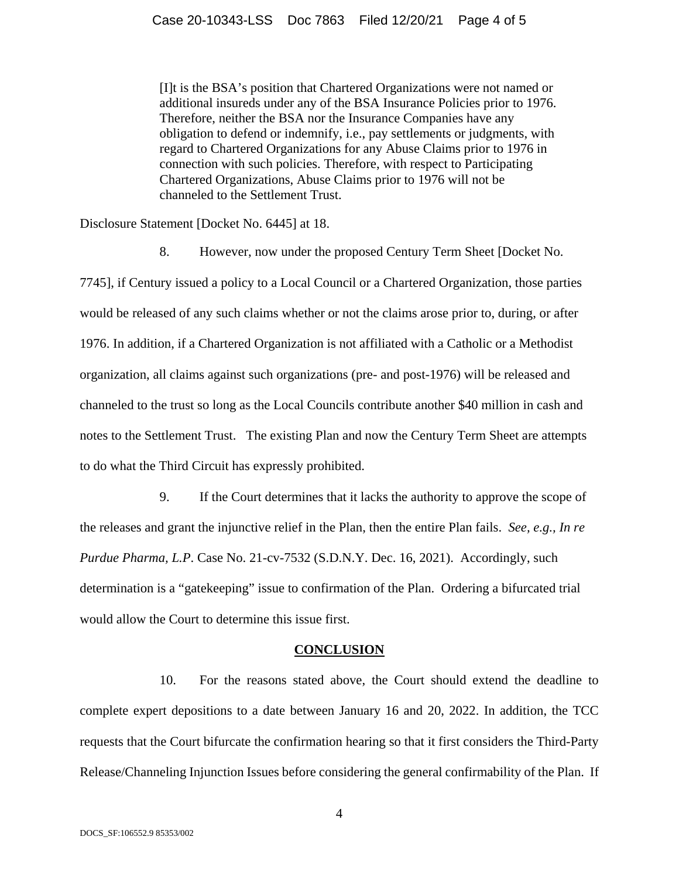> [I]t is the BSA's position that Chartered Organizations were not named or additional insureds under any of the BSA Insurance Policies prior to 1976. Therefore, neither the BSA nor the Insurance Companies have any obligation to defend or indemnify, i.e., pay settlements or judgments, with regard to Chartered Organizations for any Abuse Claims prior to 1976 in connection with such policies. Therefore, with respect to Participating Chartered Organizations, Abuse Claims prior to 1976 will not be channeled to the Settlement Trust.

Disclosure Statement [Docket No. 6445] at 18.

8. However, now under the proposed Century Term Sheet [Docket No. 7745], if Century issued a policy to a Local Council or a Chartered Organization, those parties would be released of any such claims whether or not the claims arose prior to, during, or after 1976. In addition, if a Chartered Organization is not affiliated with a Catholic or a Methodist organization, all claims against such organizations (pre- and post-1976) will be released and channeled to the trust so long as the Local Councils contribute another $40 million in cash and notes to the Settlement Trust. The existing Plan and now the Century Term Sheet are attempts to do what the Third Circuit has expressly prohibited.

9. If the Court determines that it lacks the authority to approve the scope of the releases and grant the injunctive relief in the Plan, then the entire Plan fails. *See, e.g., In re Purdue Pharma, L.P.* Case No. 21-cv-7532 (S.D.N.Y. Dec. 16, 2021). Accordingly, such determination is a "gatekeeping" issue to confirmation of the Plan. Ordering a bifurcated trial would allow the Court to determine this issue first.

## CONCLUSION

10. For the reasons stated above, the Court should extend the deadline to complete expert depositions to a date between January 16 and 20, 2022. In addition, the TCC requests that the Court bifurcate the confirmation hearing so that it first considers the Third-Party Release/Channeling Injunction Issues before considering the general confirmability of the Plan. If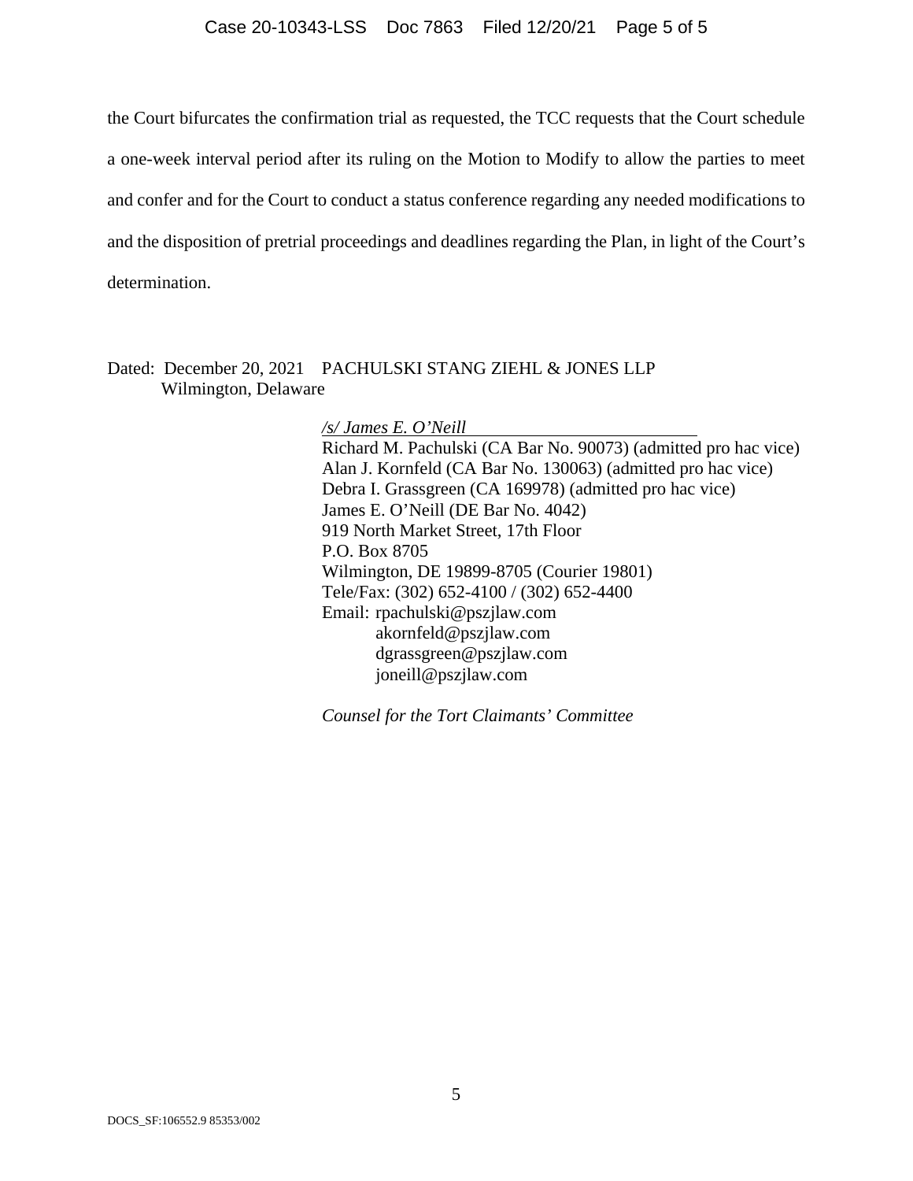the Court bifurcates the confirmation trial as requested, the TCC requests that the Court schedule a one-week interval period after its ruling on the Motion to Modify to allow the parties to meet and confer and for the Court to conduct a status conference regarding any needed modifications to and the disposition of pretrial proceedings and deadlines regarding the Plan, in light of the Court's determination.

Dated: December 20, 2021
Wilmington, Delaware

PACHULSKI STANG ZIEHL & JONES LLP

*/s/ James E. O'Neill*
Richard M. Pachulski (CA Bar No. 90073) (admitted pro hac vice)
Alan J. Kornfeld (CA Bar No. 130063) (admitted pro hac vice)
Debra I. Grassgreen (CA 169978) (admitted pro hac vice)
James E. O'Neill (DE Bar No. 4042)
919 North Market Street, 17th Floor
P.O. Box 8705
Wilmington, DE 19899-8705 (Courier 19801)
Tele/Fax: (302) 652-4100 / (302) 652-4400
Email: rpachulski@pszjlaw.com
akornfeld@pszjlaw.com
dgrassgreen@pszjlaw.com
joneill@pszjlaw.com

*Counsel for the Tort Claimants' Committee*

DOCS_SF:106552.9 85353/002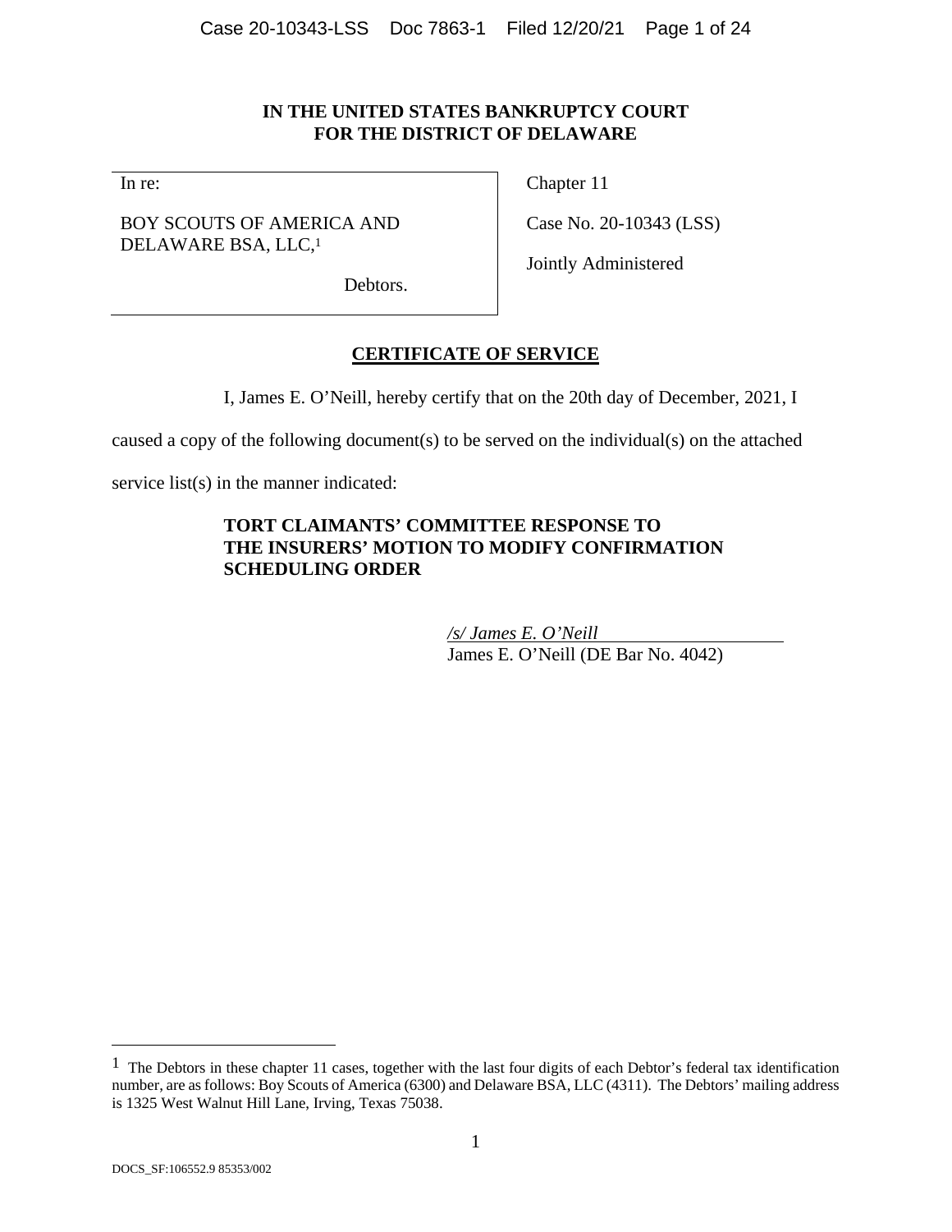# IN THE UNITED STATES BANKRUPTCY COURT FOR THE DISTRICT OF DELAWARE

| | |
|---|---|
| In re:<br><br>BOY SCOUTS OF AMERICA AND DELAWARE BSA, LLC,[1]<br><br>Debtors. | Chapter 11<br><br>Case No. 20-10343 (LSS)<br><br>Jointly Administered |

## CERTIFICATE OF SERVICE

I, James E. O'Neill, hereby certify that on the 20th day of December, 2021, I caused a copy of the following document(s) to be served on the individual(s) on the attached service list(s) in the manner indicated:

**TORT CLAIMANTS' COMMITTEE RESPONSE TO THE INSURERS' MOTION TO MODIFY CONFIRMATION SCHEDULING ORDER**

*/s/ James E. O'Neill*
James E. O'Neill (DE Bar No. 4042)

---

[1] The Debtors in these chapter 11 cases, together with the last four digits of each Debtor's federal tax identification number, are as follows: Boy Scouts of America (6300) and Delaware BSA, LLC (4311). The Debtors' mailing address is 1325 West Walnut Hill Lane, Irving, Texas 75038.

DOCS_SF:106552.9 85353/002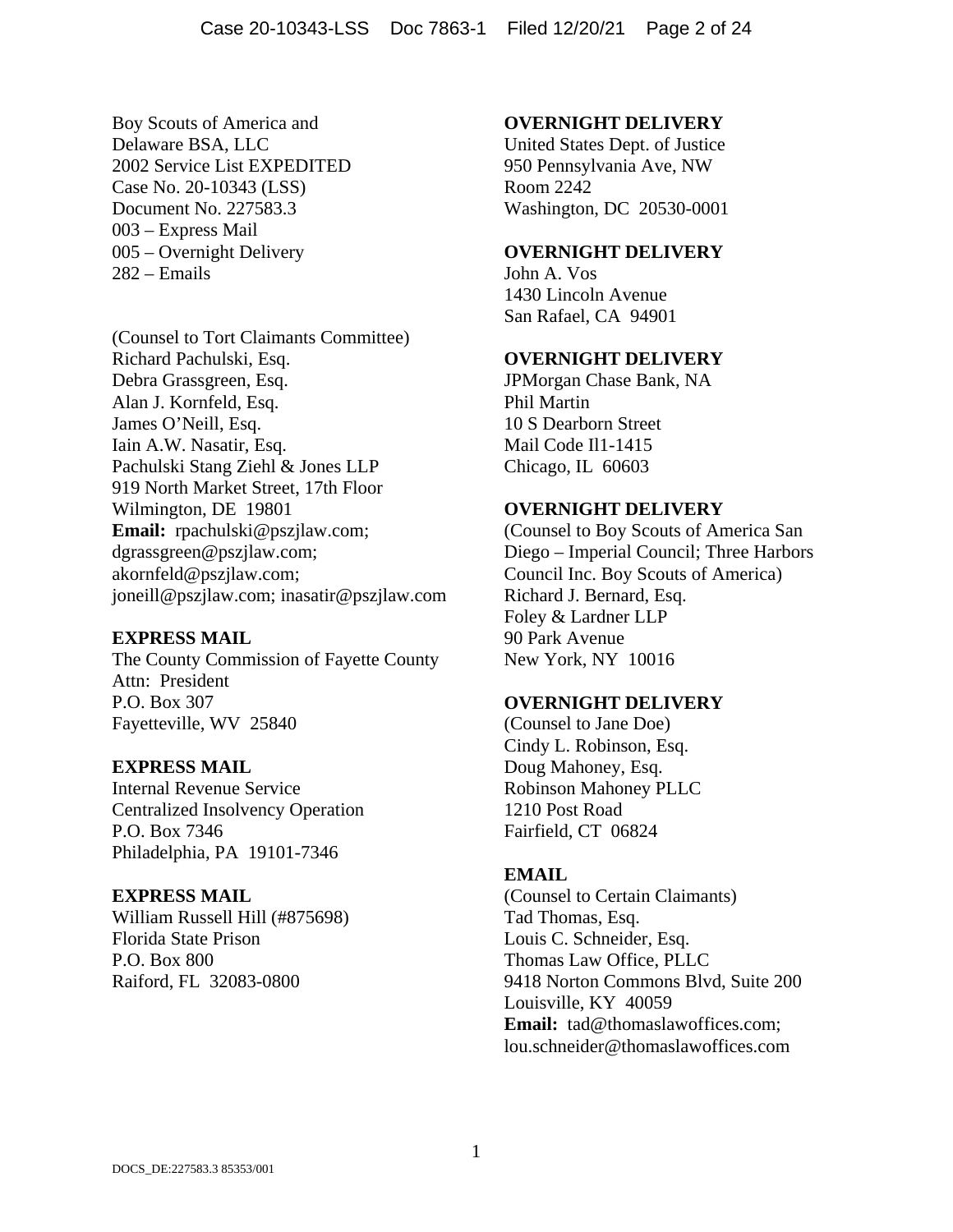Boy Scouts of America and
Delaware BSA, LLC
2002 Service List EXPEDITED
Case No. 20-10343 (LSS)
Document No. 227583.3
003 – Express Mail
005 – Overnight Delivery
282 – Emails

(Counsel to Tort Claimants Committee)
Richard Pachulski, Esq.
Debra Grassgreen, Esq.
Alan J. Kornfeld, Esq.
James O'Neill, Esq.
Iain A.W. Nasatir, Esq.
Pachulski Stang Ziehl & Jones LLP
919 North Market Street, 17th Floor
Wilmington, DE 19801
**Email:** rpachulski@pszjlaw.com; dgrassgreen@pszjlaw.com; akornfeld@pszjlaw.com; joneill@pszjlaw.com; inasatir@pszjlaw.com

**EXPRESS MAIL**
The County Commission of Fayette County
Attn: President
P.O. Box 307
Fayetteville, WV 25840

**EXPRESS MAIL**
Internal Revenue Service
Centralized Insolvency Operation
P.O. Box 7346
Philadelphia, PA 19101-7346

**EXPRESS MAIL**
William Russell Hill (#875698)
Florida State Prison
P.O. Box 800
Raiford, FL 32083-0800

**OVERNIGHT DELIVERY**
United States Dept. of Justice
950 Pennsylvania Ave, NW
Room 2242
Washington, DC 20530-0001

**OVERNIGHT DELIVERY**
John A. Vos
1430 Lincoln Avenue
San Rafael, CA 94901

**OVERNIGHT DELIVERY**
JPMorgan Chase Bank, NA
Phil Martin
10 S Dearborn Street
Mail Code Il1-1415
Chicago, IL 60603

**OVERNIGHT DELIVERY**
(Counsel to Boy Scouts of America San Diego – Imperial Council; Three Harbors Council Inc. Boy Scouts of America)
Richard J. Bernard, Esq.
Foley & Lardner LLP
90 Park Avenue
New York, NY 10016

**OVERNIGHT DELIVERY**
(Counsel to Jane Doe)
Cindy L. Robinson, Esq.
Doug Mahoney, Esq.
Robinson Mahoney PLLC
1210 Post Road
Fairfield, CT 06824

**EMAIL**
(Counsel to Certain Claimants)
Tad Thomas, Esq.
Louis C. Schneider, Esq.
Thomas Law Office, PLLC
9418 Norton Commons Blvd, Suite 200
Louisville, KY 40059
**Email:** tad@thomaslawoffices.com; lou.schneider@thomaslawoffices.com

DOCS_DE:227583.3 85353/001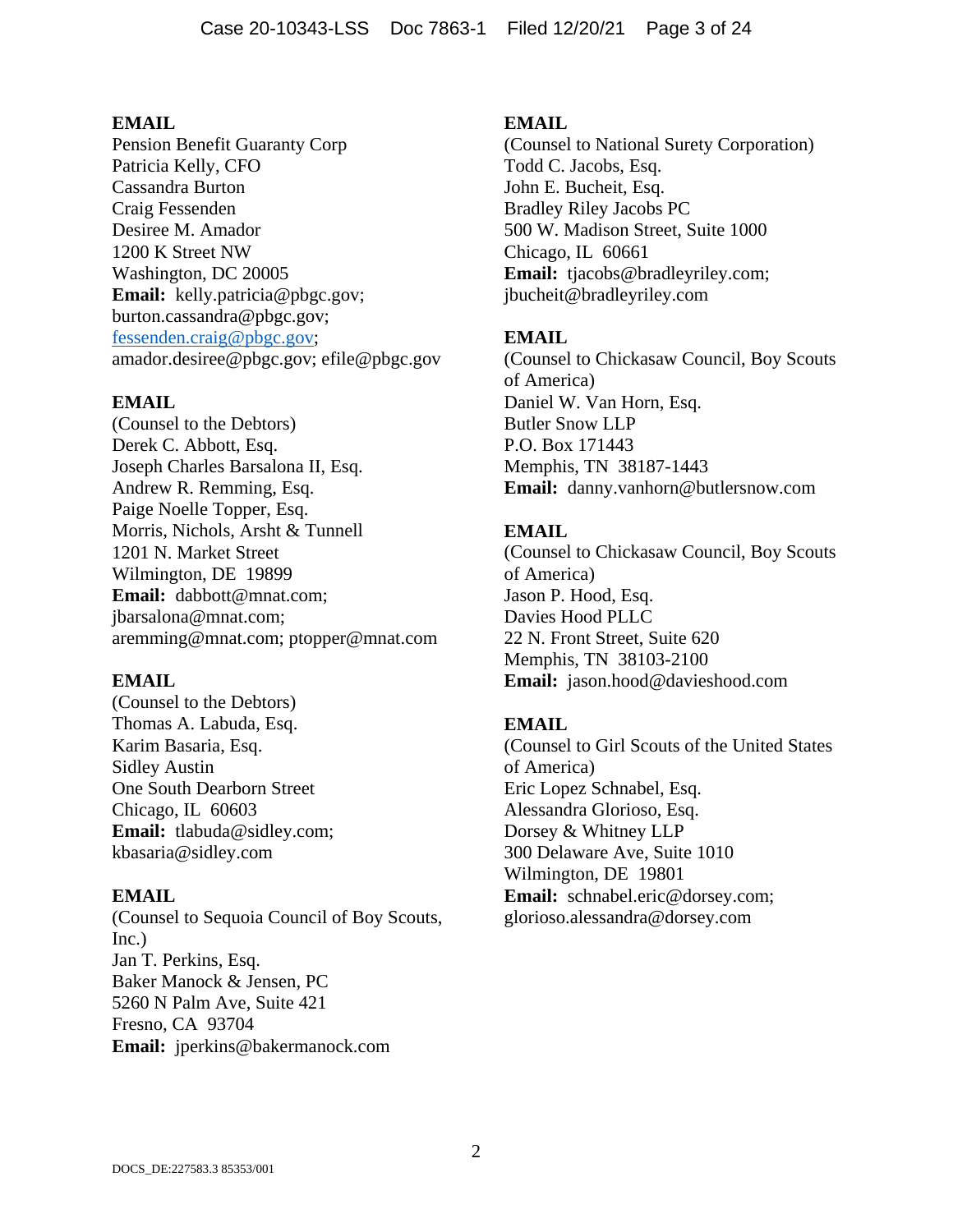**EMAIL**
Pension Benefit Guaranty Corp
Patricia Kelly, CFO
Cassandra Burton
Craig Fessenden
Desiree M. Amador
1200 K Street NW
Washington, DC 20005
**Email:** kelly.patricia@pbgc.gov; burton.cassandra@pbgc.gov; fessenden.craig@pbgc.gov; amador.desiree@pbgc.gov; efile@pbgc.gov

**EMAIL**
(Counsel to the Debtors)
Derek C. Abbott, Esq.
Joseph Charles Barsalona II, Esq.
Andrew R. Remming, Esq.
Paige Noelle Topper, Esq.
Morris, Nichols, Arsht & Tunnell
1201 N. Market Street
Wilmington, DE 19899
**Email:** dabbott@mnat.com; jbarsalona@mnat.com; aremming@mnat.com; ptopper@mnat.com

**EMAIL**
(Counsel to the Debtors)
Thomas A. Labuda, Esq.
Karim Basaria, Esq.
Sidley Austin
One South Dearborn Street
Chicago, IL 60603
**Email:** tlabuda@sidley.com; kbasaria@sidley.com

**EMAIL**
(Counsel to Sequoia Council of Boy Scouts, Inc.)
Jan T. Perkins, Esq.
Baker Manock & Jensen, PC
5260 N Palm Ave, Suite 421
Fresno, CA 93704
**Email:** jperkins@bakermanock.com

**EMAIL**
(Counsel to National Surety Corporation)
Todd C. Jacobs, Esq.
John E. Bucheit, Esq.
Bradley Riley Jacobs PC
500 W. Madison Street, Suite 1000
Chicago, IL 60661
**Email:** tjacobs@bradleyriley.com; jbucheit@bradleyriley.com

**EMAIL**
(Counsel to Chickasaw Council, Boy Scouts of America)
Daniel W. Van Horn, Esq.
Butler Snow LLP
P.O. Box 171443
Memphis, TN 38187-1443
**Email:** danny.vanhorn@butlersnow.com

**EMAIL**
(Counsel to Chickasaw Council, Boy Scouts of America)
Jason P. Hood, Esq.
Davies Hood PLLC
22 N. Front Street, Suite 620
Memphis, TN 38103-2100
**Email:** jason.hood@davieshood.com

**EMAIL**
(Counsel to Girl Scouts of the United States of America)
Eric Lopez Schnabel, Esq.
Alessandra Glorioso, Esq.
Dorsey & Whitney LLP
300 Delaware Ave, Suite 1010
Wilmington, DE 19801
**Email:** schnabel.eric@dorsey.com; glorioso.alessandra@dorsey.com

DOCS_DE:227583.3 85353/001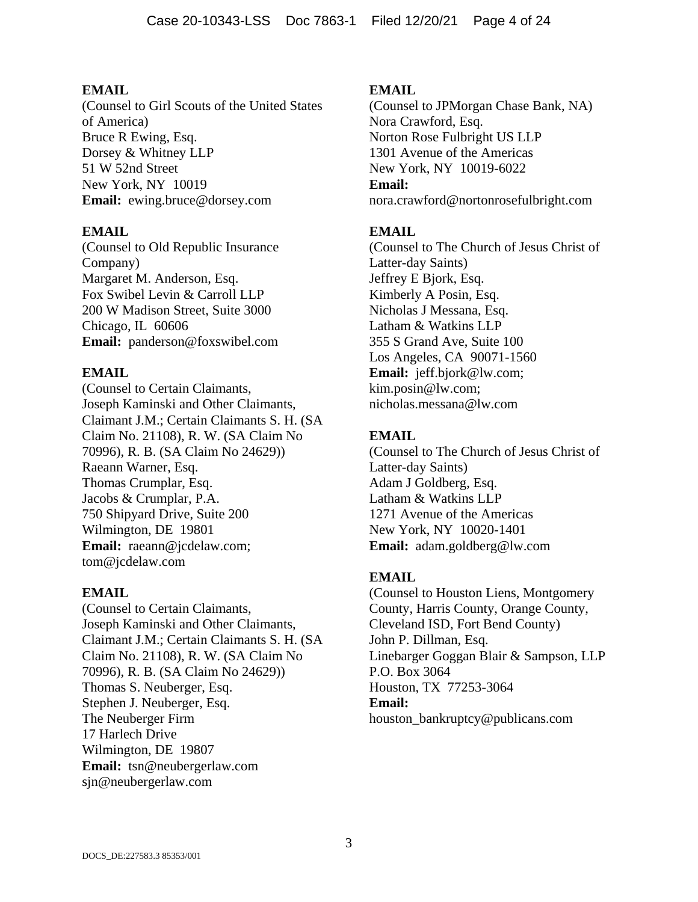**EMAIL**
(Counsel to Girl Scouts of the United States of America)
Bruce R Ewing, Esq.
Dorsey & Whitney LLP
51 W 52nd Street
New York, NY 10019
**Email:** ewing.bruce@dorsey.com

**EMAIL**
(Counsel to Old Republic Insurance Company)
Margaret M. Anderson, Esq.
Fox Swibel Levin & Carroll LLP
200 W Madison Street, Suite 3000
Chicago, IL 60606
**Email:** panderson@foxswibel.com

**EMAIL**
(Counsel to Certain Claimants, Joseph Kaminski and Other Claimants, Claimant J.M.; Certain Claimants S. H. (SA Claim No. 21108), R. W. (SA Claim No 70996), R. B. (SA Claim No 24629))
Raeann Warner, Esq.
Thomas Crumplar, Esq.
Jacobs & Crumplar, P.A.
750 Shipyard Drive, Suite 200
Wilmington, DE 19801
**Email:** raeann@jcdelaw.com; tom@jcdelaw.com

**EMAIL**
(Counsel to Certain Claimants, Joseph Kaminski and Other Claimants, Claimant J.M.; Certain Claimants S. H. (SA Claim No. 21108), R. W. (SA Claim No 70996), R. B. (SA Claim No 24629))
Thomas S. Neuberger, Esq.
Stephen J. Neuberger, Esq.
The Neuberger Firm
17 Harlech Drive
Wilmington, DE 19807
**Email:** tsn@neubergerlaw.com
sjn@neubergerlaw.com

**EMAIL**
(Counsel to JPMorgan Chase Bank, NA)
Nora Crawford, Esq.
Norton Rose Fulbright US LLP
1301 Avenue of the Americas
New York, NY 10019-6022
**Email:**
nora.crawford@nortonrosefulbright.com

**EMAIL**
(Counsel to The Church of Jesus Christ of Latter-day Saints)
Jeffrey E Bjork, Esq.
Kimberly A Posin, Esq.
Nicholas J Messana, Esq.
Latham & Watkins LLP
355 S Grand Ave, Suite 100
Los Angeles, CA 90071-1560
**Email:** jeff.bjork@lw.com; kim.posin@lw.com; nicholas.messana@lw.com

**EMAIL**
(Counsel to The Church of Jesus Christ of Latter-day Saints)
Adam J Goldberg, Esq.
Latham & Watkins LLP
1271 Avenue of the Americas
New York, NY 10020-1401
**Email:** adam.goldberg@lw.com

**EMAIL**
(Counsel to Houston Liens, Montgomery County, Harris County, Orange County, Cleveland ISD, Fort Bend County)
John P. Dillman, Esq.
Linebarger Goggan Blair & Sampson, LLP
P.O. Box 3064
Houston, TX 77253-3064
**Email:**
houston_bankruptcy@publicans.com

DOCS_DE:227583.3 85353/001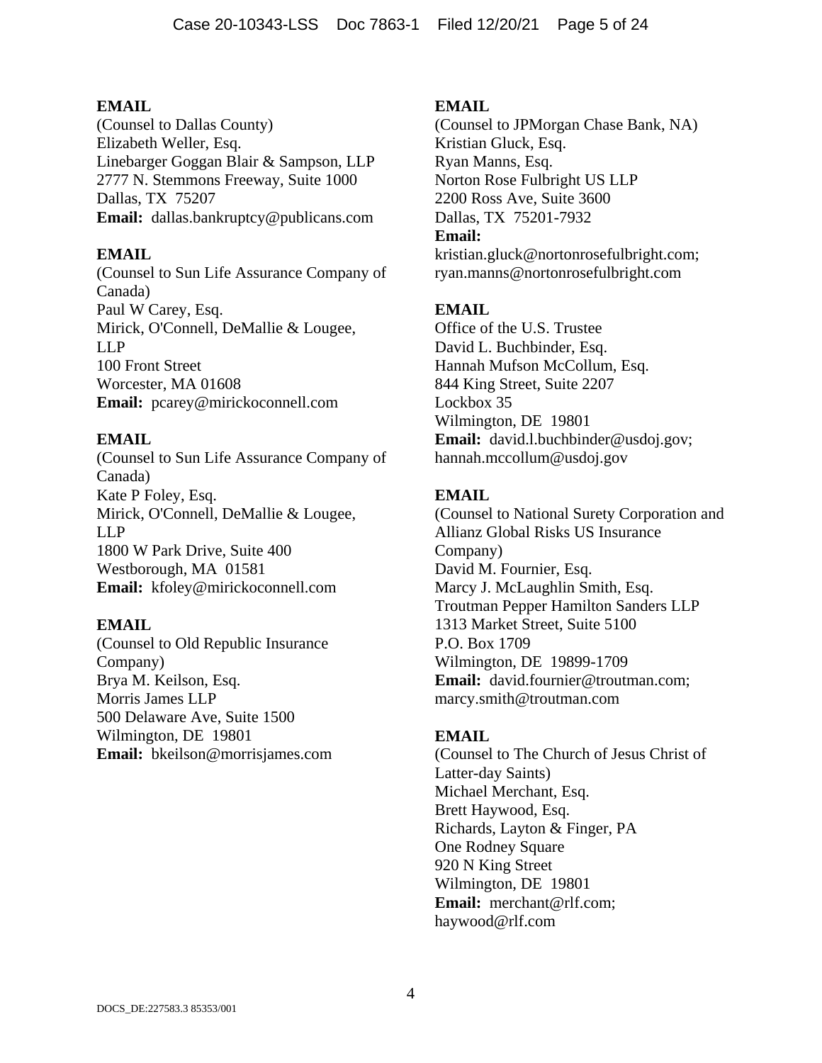**EMAIL**
(Counsel to Dallas County)
Elizabeth Weller, Esq.
Linebarger Goggan Blair & Sampson, LLP
2777 N. Stemmons Freeway, Suite 1000
Dallas, TX 75207
**Email:** dallas.bankruptcy@publicans.com

**EMAIL**
(Counsel to Sun Life Assurance Company of Canada)
Paul W Carey, Esq.
Mirick, O'Connell, DeMallie & Lougee, LLP
100 Front Street
Worcester, MA 01608
**Email:** pcarey@mirickoconnell.com

**EMAIL**
(Counsel to Sun Life Assurance Company of Canada)
Kate P Foley, Esq.
Mirick, O'Connell, DeMallie & Lougee, LLP
1800 W Park Drive, Suite 400
Westborough, MA 01581
**Email:** kfoley@mirickoconnell.com

**EMAIL**
(Counsel to Old Republic Insurance Company)
Brya M. Keilson, Esq.
Morris James LLP
500 Delaware Ave, Suite 1500
Wilmington, DE 19801
**Email:** bkeilson@morrisjames.com

**EMAIL**
(Counsel to JPMorgan Chase Bank, NA)
Kristian Gluck, Esq.
Ryan Manns, Esq.
Norton Rose Fulbright US LLP
2200 Ross Ave, Suite 3600
Dallas, TX 75201-7932
**Email:**
kristian.gluck@nortonrosefulbright.com;
ryan.manns@nortonrosefulbright.com

**EMAIL**
Office of the U.S. Trustee
David L. Buchbinder, Esq.
Hannah Mufson McCollum, Esq.
844 King Street, Suite 2207
Lockbox 35
Wilmington, DE 19801
**Email:** david.l.buchbinder@usdoj.gov;
hannah.mccollum@usdoj.gov

**EMAIL**
(Counsel to National Surety Corporation and Allianz Global Risks US Insurance Company)
David M. Fournier, Esq.
Marcy J. McLaughlin Smith, Esq.
Troutman Pepper Hamilton Sanders LLP
1313 Market Street, Suite 5100
P.O. Box 1709
Wilmington, DE 19899-1709
**Email:** david.fournier@troutman.com;
marcy.smith@troutman.com

**EMAIL**
(Counsel to The Church of Jesus Christ of Latter-day Saints)
Michael Merchant, Esq.
Brett Haywood, Esq.
Richards, Layton & Finger, PA
One Rodney Square
920 N King Street
Wilmington, DE 19801
**Email:** merchant@rlf.com;
haywood@rlf.com

DOCS_DE:227583.3 85353/001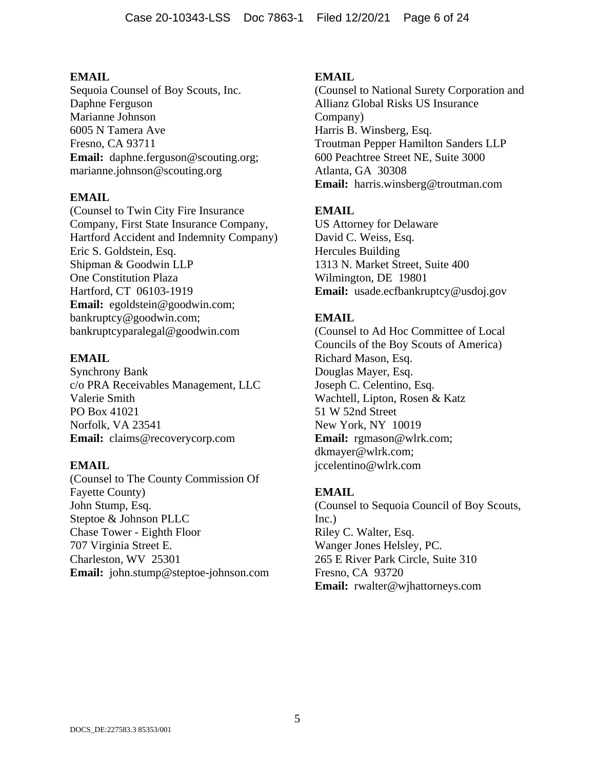**EMAIL**
Sequoia Counsel of Boy Scouts, Inc.
Daphne Ferguson
Marianne Johnson
6005 N Tamera Ave
Fresno, CA 93711
**Email:** daphne.ferguson@scouting.org; marianne.johnson@scouting.org

**EMAIL**
(Counsel to Twin City Fire Insurance Company, First State Insurance Company, Hartford Accident and Indemnity Company)
Eric S. Goldstein, Esq.
Shipman & Goodwin LLP
One Constitution Plaza
Hartford, CT 06103-1919
**Email:** egoldstein@goodwin.com; bankruptcy@goodwin.com; bankruptcyparalegal@goodwin.com

**EMAIL**
Synchrony Bank
c/o PRA Receivables Management, LLC
Valerie Smith
PO Box 41021
Norfolk, VA 23541
**Email:** claims@recoverycorp.com

**EMAIL**
(Counsel to The County Commission Of Fayette County)
John Stump, Esq.
Steptoe & Johnson PLLC
Chase Tower - Eighth Floor
707 Virginia Street E.
Charleston, WV 25301
**Email:** john.stump@steptoe-johnson.com

**EMAIL**
(Counsel to National Surety Corporation and Allianz Global Risks US Insurance Company)
Harris B. Winsberg, Esq.
Troutman Pepper Hamilton Sanders LLP
600 Peachtree Street NE, Suite 3000
Atlanta, GA 30308
**Email:** harris.winsberg@troutman.com

**EMAIL**
US Attorney for Delaware
David C. Weiss, Esq.
Hercules Building
1313 N. Market Street, Suite 400
Wilmington, DE 19801
**Email:** usade.ecfbankruptcy@usdoj.gov

**EMAIL**
(Counsel to Ad Hoc Committee of Local Councils of the Boy Scouts of America)
Richard Mason, Esq.
Douglas Mayer, Esq.
Joseph C. Celentino, Esq.
Wachtell, Lipton, Rosen & Katz
51 W 52nd Street
New York, NY 10019
**Email:** rgmason@wlrk.com; dkmayer@wlrk.com; jccelentino@wlrk.com

**EMAIL**
(Counsel to Sequoia Council of Boy Scouts, Inc.)
Riley C. Walter, Esq.
Wanger Jones Helsley, PC.
265 E River Park Circle, Suite 310
Fresno, CA 93720
**Email:** rwalter@wjhattorneys.com

DOCS_DE:227583.3 85353/001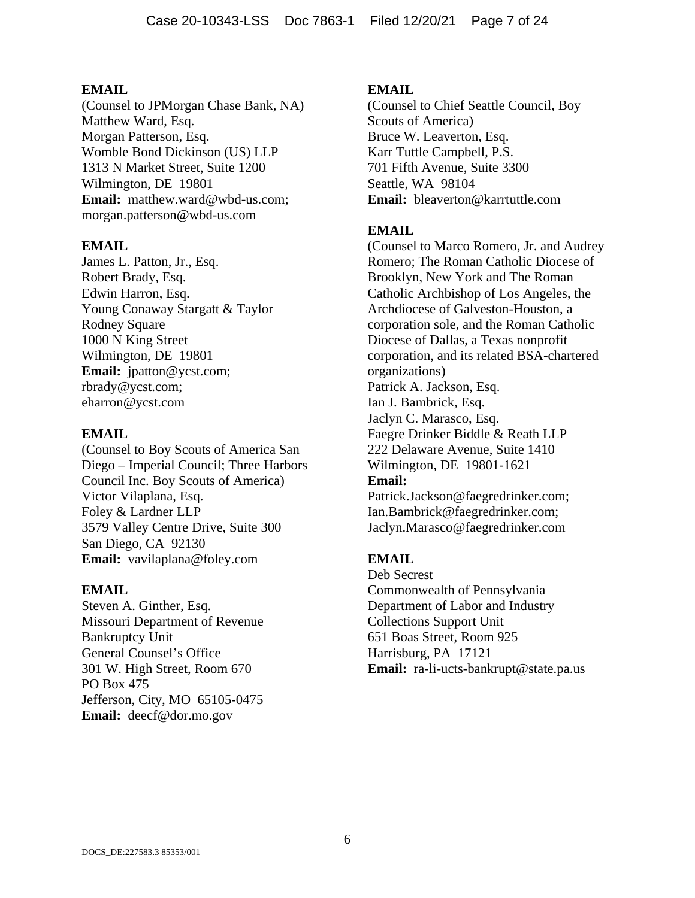**EMAIL**
(Counsel to JPMorgan Chase Bank, NA)
Matthew Ward, Esq.
Morgan Patterson, Esq.
Womble Bond Dickinson (US) LLP
1313 N Market Street, Suite 1200
Wilmington, DE 19801
**Email:** matthew.ward@wbd-us.com; morgan.patterson@wbd-us.com

**EMAIL**
James L. Patton, Jr., Esq.
Robert Brady, Esq.
Edwin Harron, Esq.
Young Conaway Stargatt & Taylor
Rodney Square
1000 N King Street
Wilmington, DE 19801
**Email:** jpatton@ycst.com; rbrady@ycst.com; eharron@ycst.com

**EMAIL**
(Counsel to Boy Scouts of America San Diego – Imperial Council; Three Harbors Council Inc. Boy Scouts of America)
Victor Vilaplana, Esq.
Foley & Lardner LLP
3579 Valley Centre Drive, Suite 300
San Diego, CA 92130
**Email:** vavilaplana@foley.com

**EMAIL**
Steven A. Ginther, Esq.
Missouri Department of Revenue
Bankruptcy Unit
General Counsel's Office
301 W. High Street, Room 670
PO Box 475
Jefferson, City, MO 65105-0475
**Email:** deecf@dor.mo.gov

**EMAIL**
(Counsel to Chief Seattle Council, Boy Scouts of America)
Bruce W. Leaverton, Esq.
Karr Tuttle Campbell, P.S.
701 Fifth Avenue, Suite 3300
Seattle, WA 98104
**Email:** bleaverton@karrtuttle.com

**EMAIL**
(Counsel to Marco Romero, Jr. and Audrey Romero; The Roman Catholic Diocese of Brooklyn, New York and The Roman Catholic Archbishop of Los Angeles, the Archdiocese of Galveston-Houston, a corporation sole, and the Roman Catholic Diocese of Dallas, a Texas nonprofit corporation, and its related BSA-chartered organizations)
Patrick A. Jackson, Esq.
Ian J. Bambrick, Esq.
Jaclyn C. Marasco, Esq.
Faegre Drinker Biddle & Reath LLP
222 Delaware Avenue, Suite 1410
Wilmington, DE 19801-1621
**Email:**
Patrick.Jackson@faegredrinker.com; Ian.Bambrick@faegredrinker.com; Jaclyn.Marasco@faegredrinker.com

**EMAIL**
Deb Secrest
Commonwealth of Pennsylvania
Department of Labor and Industry
Collections Support Unit
651 Boas Street, Room 925
Harrisburg, PA 17121
**Email:** ra-li-ucts-bankrupt@state.pa.us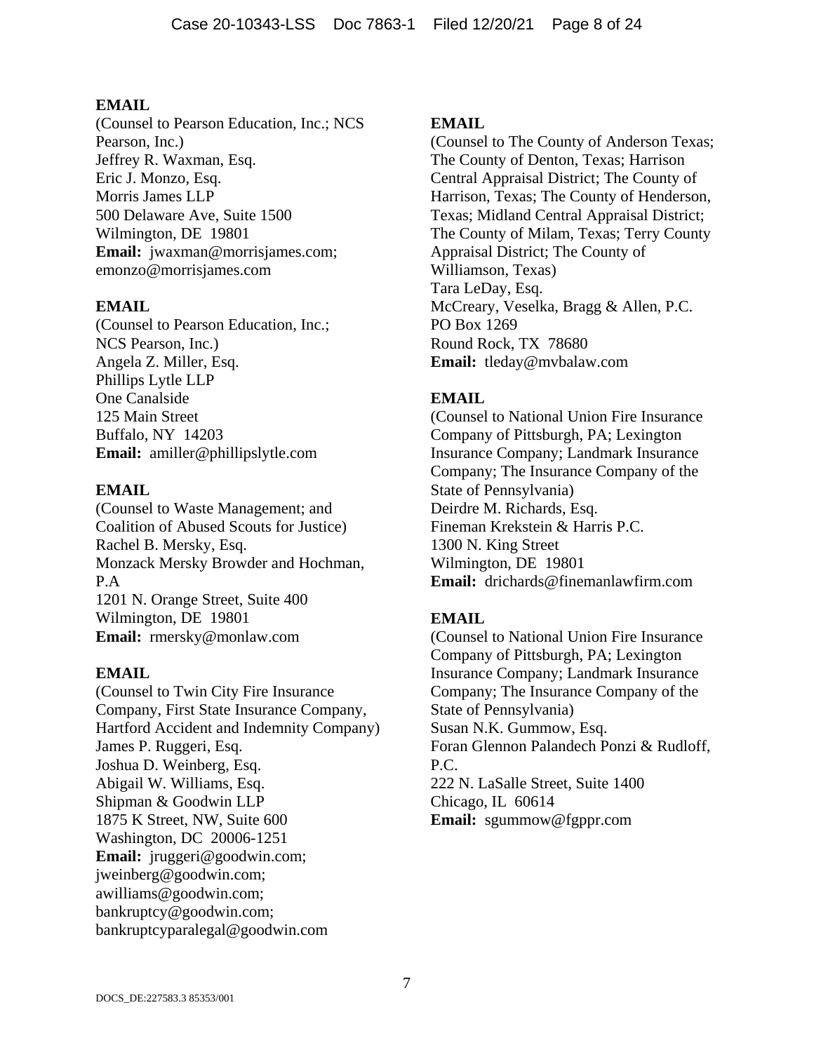**EMAIL**
(Counsel to Pearson Education, Inc.; NCS Pearson, Inc.)
Jeffrey R. Waxman, Esq.
Eric J. Monzo, Esq.
Morris James LLP
500 Delaware Ave, Suite 1500
Wilmington, DE 19801
**Email:** jwaxman@morrisjames.com; emonzo@morrisjames.com

**EMAIL**
(Counsel to Pearson Education, Inc.; NCS Pearson, Inc.)
Angela Z. Miller, Esq.
Phillips Lytle LLP
One Canalside
125 Main Street
Buffalo, NY 14203
**Email:** amiller@phillipslytle.com

**EMAIL**
(Counsel to Waste Management; and Coalition of Abused Scouts for Justice)
Rachel B. Mersky, Esq.
Monzack Mersky Browder and Hochman, P.A
1201 N. Orange Street, Suite 400
Wilmington, DE 19801
**Email:** rmersky@monlaw.com

**EMAIL**
(Counsel to Twin City Fire Insurance Company, First State Insurance Company, Hartford Accident and Indemnity Company)
James P. Ruggeri, Esq.
Joshua D. Weinberg, Esq.
Abigail W. Williams, Esq.
Shipman & Goodwin LLP
1875 K Street, NW, Suite 600
Washington, DC 20006-1251
**Email:** jruggeri@goodwin.com; jweinberg@goodwin.com; awilliams@goodwin.com; bankruptcy@goodwin.com; bankruptcyparalegal@goodwin.com

**EMAIL**
(Counsel to The County of Anderson Texas; The County of Denton, Texas; Harrison Central Appraisal District; The County of Harrison, Texas; The County of Henderson, Texas; Midland Central Appraisal District; The County of Milam, Texas; Terry County Appraisal District; The County of Williamson, Texas)
Tara LeDay, Esq.
McCreary, Veselka, Bragg & Allen, P.C.
PO Box 1269
Round Rock, TX 78680
**Email:** tleday@mvbalaw.com

**EMAIL**
(Counsel to National Union Fire Insurance Company of Pittsburgh, PA; Lexington Insurance Company; Landmark Insurance Company; The Insurance Company of the State of Pennsylvania)
Deirdre M. Richards, Esq.
Fineman Krekstein & Harris P.C.
1300 N. King Street
Wilmington, DE 19801
**Email:** drichards@finemanlawfirm.com

**EMAIL**
(Counsel to National Union Fire Insurance Company of Pittsburgh, PA; Lexington Insurance Company; Landmark Insurance Company; The Insurance Company of the State of Pennsylvania)
Susan N.K. Gummow, Esq.
Foran Glennon Palandech Ponzi & Rudloff, P.C.
222 N. LaSalle Street, Suite 1400
Chicago, IL 60614
**Email:** sgummow@fgppr.com

DOCS_DE:227583.3 85353/001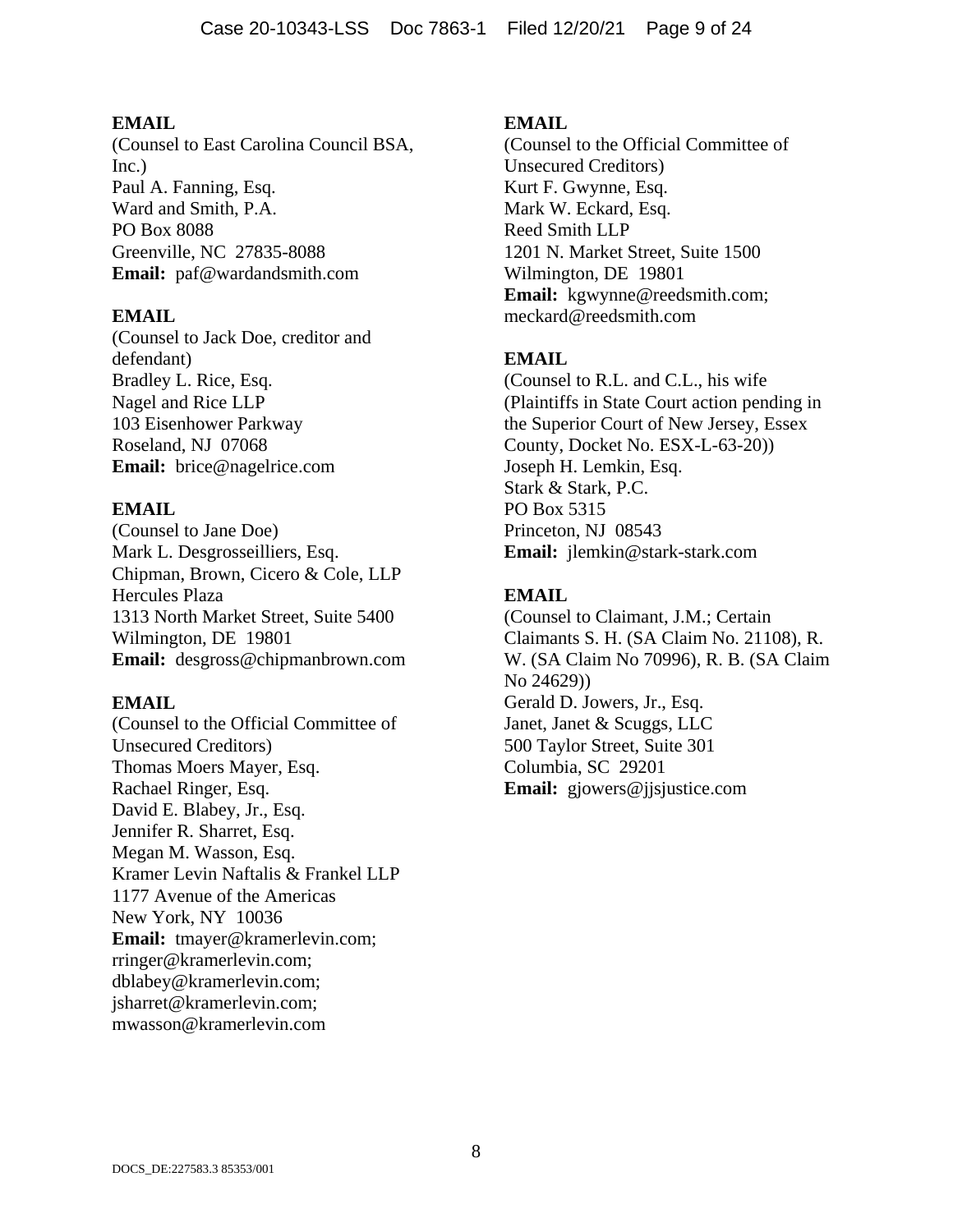**EMAIL**
(Counsel to East Carolina Council BSA, Inc.)
Paul A. Fanning, Esq.
Ward and Smith, P.A.
PO Box 8088
Greenville, NC 27835-8088
**Email:** paf@wardandsmith.com

**EMAIL**
(Counsel to Jack Doe, creditor and defendant)
Bradley L. Rice, Esq.
Nagel and Rice LLP
103 Eisenhower Parkway
Roseland, NJ 07068
**Email:** brice@nagelrice.com

**EMAIL**
(Counsel to Jane Doe)
Mark L. Desgrosseilliers, Esq.
Chipman, Brown, Cicero & Cole, LLP
Hercules Plaza
1313 North Market Street, Suite 5400
Wilmington, DE 19801
**Email:** desgross@chipmanbrown.com

**EMAIL**
(Counsel to the Official Committee of Unsecured Creditors)
Thomas Moers Mayer, Esq.
Rachael Ringer, Esq.
David E. Blabey, Jr., Esq.
Jennifer R. Sharret, Esq.
Megan M. Wasson, Esq.
Kramer Levin Naftalis & Frankel LLP
1177 Avenue of the Americas
New York, NY 10036
**Email:** tmayer@kramerlevin.com; rringer@kramerlevin.com; dblabey@kramerlevin.com; jsharret@kramerlevin.com; mwasson@kramerlevin.com

**EMAIL**
(Counsel to the Official Committee of Unsecured Creditors)
Kurt F. Gwynne, Esq.
Mark W. Eckard, Esq.
Reed Smith LLP
1201 N. Market Street, Suite 1500
Wilmington, DE 19801
**Email:** kgwynne@reedsmith.com; meckard@reedsmith.com

**EMAIL**
(Counsel to R.L. and C.L., his wife (Plaintiffs in State Court action pending in the Superior Court of New Jersey, Essex County, Docket No. ESX-L-63-20))
Joseph H. Lemkin, Esq.
Stark & Stark, P.C.
PO Box 5315
Princeton, NJ 08543
**Email:** jlemkin@stark-stark.com

**EMAIL**
(Counsel to Claimant, J.M.; Certain Claimants S. H. (SA Claim No. 21108), R. W. (SA Claim No 70996), R. B. (SA Claim No 24629))
Gerald D. Jowers, Jr., Esq.
Janet, Janet & Scuggs, LLC
500 Taylor Street, Suite 301
Columbia, SC 29201
**Email:** gjowers@jjsjustice.com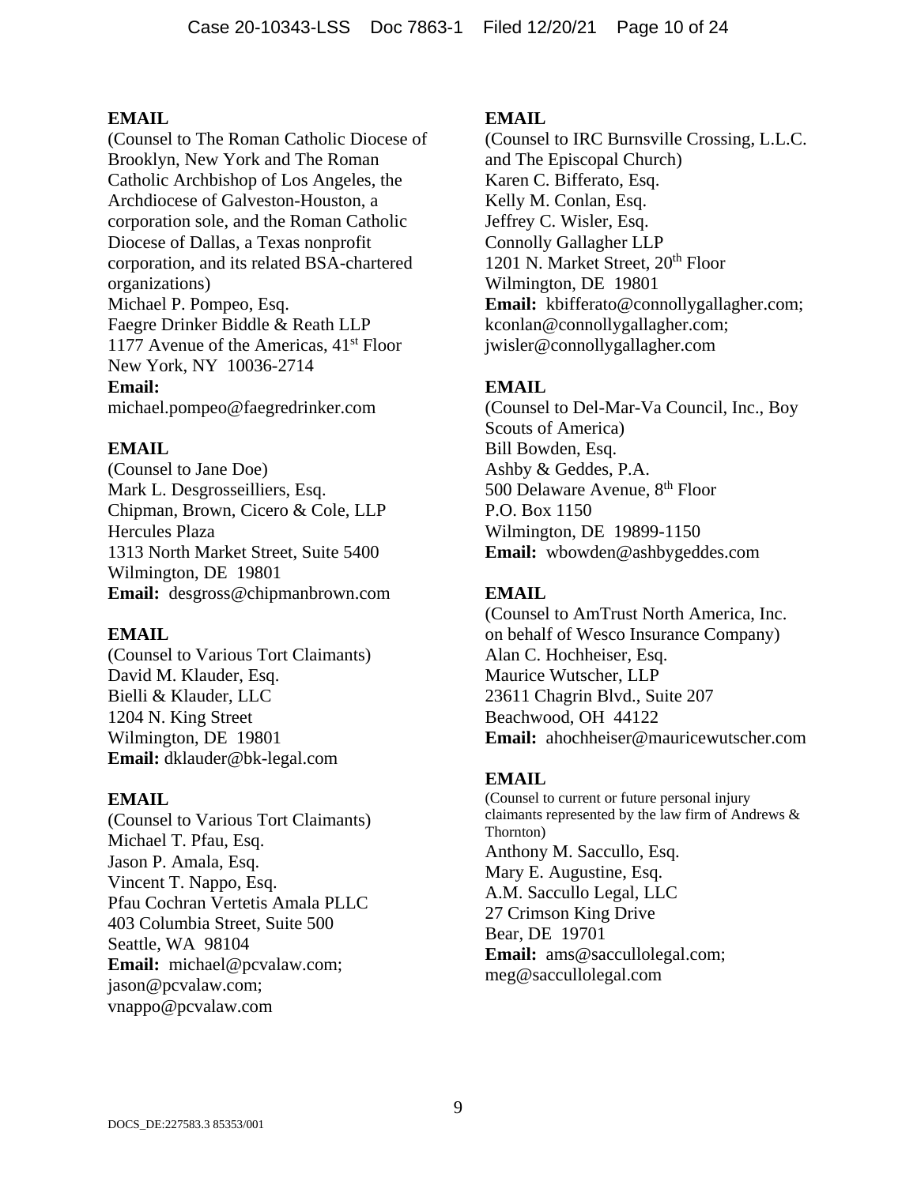**EMAIL**
(Counsel to The Roman Catholic Diocese of Brooklyn, New York and The Roman Catholic Archbishop of Los Angeles, the Archdiocese of Galveston-Houston, a corporation sole, and the Roman Catholic Diocese of Dallas, a Texas nonprofit corporation, and its related BSA-chartered organizations)
Michael P. Pompeo, Esq.
Faegre Drinker Biddle & Reath LLP
1177 Avenue of the Americas, 41st Floor
New York, NY 10036-2714
**Email:**
michael.pompeo@faegredrinker.com

**EMAIL**
(Counsel to Jane Doe)
Mark L. Desgrosseilliers, Esq.
Chipman, Brown, Cicero & Cole, LLP
Hercules Plaza
1313 North Market Street, Suite 5400
Wilmington, DE 19801
**Email:** desgross@chipmanbrown.com

**EMAIL**
(Counsel to Various Tort Claimants)
David M. Klauder, Esq.
Bielli & Klauder, LLC
1204 N. King Street
Wilmington, DE 19801
**Email:** dklauder@bk-legal.com

**EMAIL**
(Counsel to Various Tort Claimants)
Michael T. Pfau, Esq.
Jason P. Amala, Esq.
Vincent T. Nappo, Esq.
Pfau Cochran Vertetis Amala PLLC
403 Columbia Street, Suite 500
Seattle, WA 98104
**Email:** michael@pcvalaw.com;
jason@pcvalaw.com;
vnappo@pcvalaw.com

**EMAIL**
(Counsel to IRC Burnsville Crossing, L.L.C. and The Episcopal Church)
Karen C. Bifferato, Esq.
Kelly M. Conlan, Esq.
Jeffrey C. Wisler, Esq.
Connolly Gallagher LLP
1201 N. Market Street, 20th Floor
Wilmington, DE 19801
**Email:** kbifferato@connollygallagher.com;
kconlan@connollygallagher.com;
jwisler@connollygallagher.com

**EMAIL**
(Counsel to Del-Mar-Va Council, Inc., Boy Scouts of America)
Bill Bowden, Esq.
Ashby & Geddes, P.A.
500 Delaware Avenue, 8th Floor
P.O. Box 1150
Wilmington, DE 19899-1150
**Email:** wbowden@ashbygeddes.com

**EMAIL**
(Counsel to AmTrust North America, Inc. on behalf of Wesco Insurance Company)
Alan C. Hochheiser, Esq.
Maurice Wutscher, LLP
23611 Chagrin Blvd., Suite 207
Beachwood, OH 44122
**Email:** ahochheiser@mauricewutscher.com

**EMAIL**
(Counsel to current or future personal injury claimants represented by the law firm of Andrews & Thornton)
Anthony M. Saccullo, Esq.
Mary E. Augustine, Esq.
A.M. Saccullo Legal, LLC
27 Crimson King Drive
Bear, DE 19701
**Email:** ams@saccullolegal.com;
meg@saccullolegal.com

DOCS_DE:227583.3 85353/001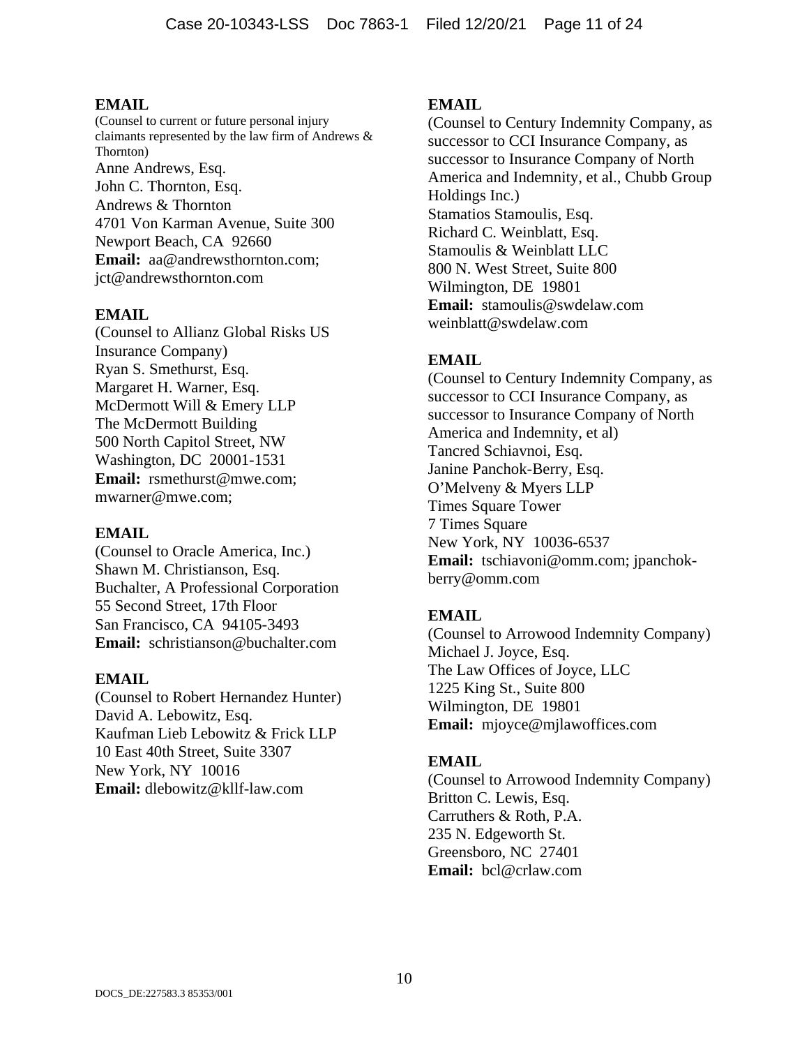**EMAIL**
(Counsel to current or future personal injury claimants represented by the law firm of Andrews & Thornton)
Anne Andrews, Esq.
John C. Thornton, Esq.
Andrews & Thornton
4701 Von Karman Avenue, Suite 300
Newport Beach, CA 92660
**Email:** aa@andrewsthornton.com; jct@andrewsthornton.com

**EMAIL**
(Counsel to Allianz Global Risks US Insurance Company)
Ryan S. Smethurst, Esq.
Margaret H. Warner, Esq.
McDermott Will & Emery LLP
The McDermott Building
500 North Capitol Street, NW
Washington, DC 20001-1531
**Email:** rsmethurst@mwe.com; mwarner@mwe.com;

**EMAIL**
(Counsel to Oracle America, Inc.)
Shawn M. Christianson, Esq.
Buchalter, A Professional Corporation
55 Second Street, 17th Floor
San Francisco, CA 94105-3493
**Email:** schristianson@buchalter.com

**EMAIL**
(Counsel to Robert Hernandez Hunter)
David A. Lebowitz, Esq.
Kaufman Lieb Lebowitz & Frick LLP
10 East 40th Street, Suite 3307
New York, NY 10016
**Email:** dlebowitz@kllf-law.com

**EMAIL**
(Counsel to Century Indemnity Company, as successor to CCI Insurance Company, as successor to Insurance Company of North America and Indemnity, et al., Chubb Group Holdings Inc.)
Stamatios Stamoulis, Esq.
Richard C. Weinblatt, Esq.
Stamoulis & Weinblatt LLC
800 N. West Street, Suite 800
Wilmington, DE 19801
**Email:** stamoulis@swdelaw.com weinblatt@swdelaw.com

**EMAIL**
(Counsel to Century Indemnity Company, as successor to CCI Insurance Company, as successor to Insurance Company of North America and Indemnity, et al)
Tancred Schiavnoi, Esq.
Janine Panchok-Berry, Esq.
O'Melveny & Myers LLP
Times Square Tower
7 Times Square
New York, NY 10036-6537
**Email:** tschiavoni@omm.com; jpanchok-berry@omm.com

**EMAIL**
(Counsel to Arrowood Indemnity Company)
Michael J. Joyce, Esq.
The Law Offices of Joyce, LLC
1225 King St., Suite 800
Wilmington, DE 19801
**Email:** mjoyce@mjlawoffices.com

**EMAIL**
(Counsel to Arrowood Indemnity Company)
Britton C. Lewis, Esq.
Carruthers & Roth, P.A.
235 N. Edgeworth St.
Greensboro, NC 27401
**Email:** bcl@crlaw.com

DOCS_DE:227583.3 85353/001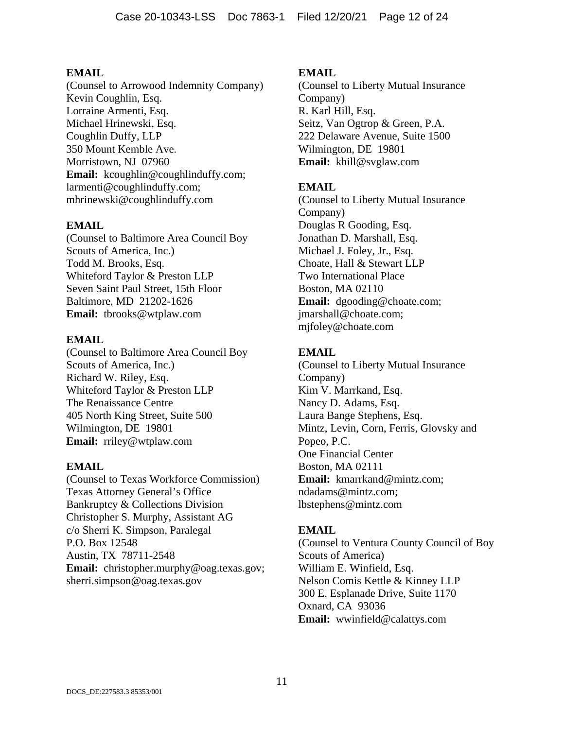**EMAIL**
(Counsel to Arrowood Indemnity Company)
Kevin Coughlin, Esq.
Lorraine Armenti, Esq.
Michael Hrinewski, Esq.
Coughlin Duffy, LLP
350 Mount Kemble Ave.
Morristown, NJ 07960
**Email:** kcoughlin@coughlinduffy.com; larmenti@coughlinduffy.com; mhrinewski@coughlinduffy.com

**EMAIL**
(Counsel to Baltimore Area Council Boy Scouts of America, Inc.)
Todd M. Brooks, Esq.
Whiteford Taylor & Preston LLP
Seven Saint Paul Street, 15th Floor
Baltimore, MD 21202-1626
**Email:** tbrooks@wtplaw.com

**EMAIL**
(Counsel to Baltimore Area Council Boy Scouts of America, Inc.)
Richard W. Riley, Esq.
Whiteford Taylor & Preston LLP
The Renaissance Centre
405 North King Street, Suite 500
Wilmington, DE 19801
**Email:** rriley@wtplaw.com

**EMAIL**
(Counsel to Texas Workforce Commission)
Texas Attorney General's Office
Bankruptcy & Collections Division
Christopher S. Murphy, Assistant AG
c/o Sherri K. Simpson, Paralegal
P.O. Box 12548
Austin, TX 78711-2548
**Email:** christopher.murphy@oag.texas.gov; sherri.simpson@oag.texas.gov

**EMAIL**
(Counsel to Liberty Mutual Insurance Company)
R. Karl Hill, Esq.
Seitz, Van Ogtrop & Green, P.A.
222 Delaware Avenue, Suite 1500
Wilmington, DE 19801
**Email:** khill@svglaw.com

**EMAIL**
(Counsel to Liberty Mutual Insurance Company)
Douglas R Gooding, Esq.
Jonathan D. Marshall, Esq.
Michael J. Foley, Jr., Esq.
Choate, Hall & Stewart LLP
Two International Place
Boston, MA 02110
**Email:** dgooding@choate.com; jmarshall@choate.com; mjfoley@choate.com

**EMAIL**
(Counsel to Liberty Mutual Insurance Company)
Kim V. Marrkand, Esq.
Nancy D. Adams, Esq.
Laura Bange Stephens, Esq.
Mintz, Levin, Corn, Ferris, Glovsky and Popeo, P.C.
One Financial Center
Boston, MA 02111
**Email:** kmarrkand@mintz.com; ndadams@mintz.com; lbstephens@mintz.com

**EMAIL**
(Counsel to Ventura County Council of Boy Scouts of America)
William E. Winfield, Esq.
Nelson Comis Kettle & Kinney LLP
300 E. Esplanade Drive, Suite 1170
Oxnard, CA 93036
**Email:** wwinfield@calattys.com

DOCS_DE:227583.3 85353/001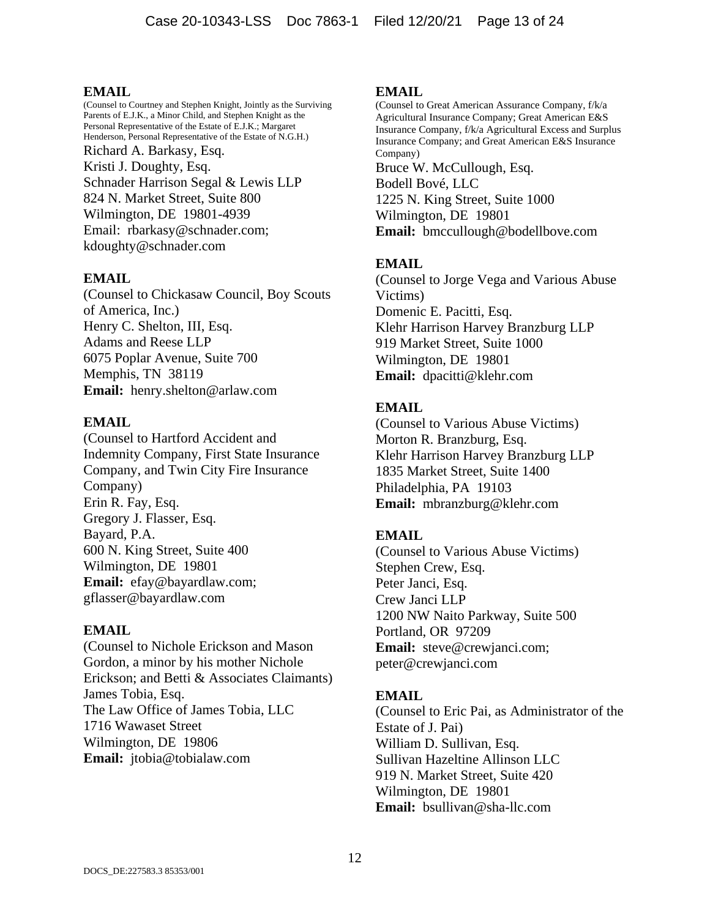**EMAIL**

(Counsel to Courtney and Stephen Knight, Jointly as the Surviving Parents of E.J.K., a Minor Child, and Stephen Knight as the Personal Representative of the Estate of E.J.K.; Margaret Henderson, Personal Representative of the Estate of N.G.H.)
Richard A. Barkasy, Esq.
Kristi J. Doughty, Esq.
Schnader Harrison Segal & Lewis LLP
824 N. Market Street, Suite 800
Wilmington, DE 19801-4939
Email: rbarkasy@schnader.com; kdoughty@schnader.com

**EMAIL**

(Counsel to Chickasaw Council, Boy Scouts of America, Inc.)
Henry C. Shelton, III, Esq.
Adams and Reese LLP
6075 Poplar Avenue, Suite 700
Memphis, TN 38119
**Email:** henry.shelton@arlaw.com

**EMAIL**

(Counsel to Hartford Accident and Indemnity Company, First State Insurance Company, and Twin City Fire Insurance Company)
Erin R. Fay, Esq.
Gregory J. Flasser, Esq.
Bayard, P.A.
600 N. King Street, Suite 400
Wilmington, DE 19801
**Email:** efay@bayardlaw.com; gflasser@bayardlaw.com

**EMAIL**

(Counsel to Nichole Erickson and Mason Gordon, a minor by his mother Nichole Erickson; and Betti & Associates Claimants)
James Tobia, Esq.
The Law Office of James Tobia, LLC
1716 Wawaset Street
Wilmington, DE 19806
**Email:** jtobia@tobialaw.com

**EMAIL**

(Counsel to Great American Assurance Company, f/k/a Agricultural Insurance Company; Great American E&S Insurance Company, f/k/a Agricultural Excess and Surplus Insurance Company; and Great American E&S Insurance Company)
Bruce W. McCullough, Esq.
Bodell Bové, LLC
1225 N. King Street, Suite 1000
Wilmington, DE 19801
**Email:** bmccullough@bodellbove.com

**EMAIL**

(Counsel to Jorge Vega and Various Abuse Victims)
Domenic E. Pacitti, Esq.
Klehr Harrison Harvey Branzburg LLP
919 Market Street, Suite 1000
Wilmington, DE 19801
**Email:** dpacitti@klehr.com

**EMAIL**

(Counsel to Various Abuse Victims)
Morton R. Branzburg, Esq.
Klehr Harrison Harvey Branzburg LLP
1835 Market Street, Suite 1400
Philadelphia, PA 19103
**Email:** mbranzburg@klehr.com

**EMAIL**

(Counsel to Various Abuse Victims)
Stephen Crew, Esq.
Peter Janci, Esq.
Crew Janci LLP
1200 NW Naito Parkway, Suite 500
Portland, OR 97209
**Email:** steve@crewjanci.com; peter@crewjanci.com

**EMAIL**

(Counsel to Eric Pai, as Administrator of the Estate of J. Pai)
William D. Sullivan, Esq.
Sullivan Hazeltine Allinson LLC
919 N. Market Street, Suite 420
Wilmington, DE 19801
**Email:** bsullivan@sha-llc.com

DOCS_DE:227583.3 85353/001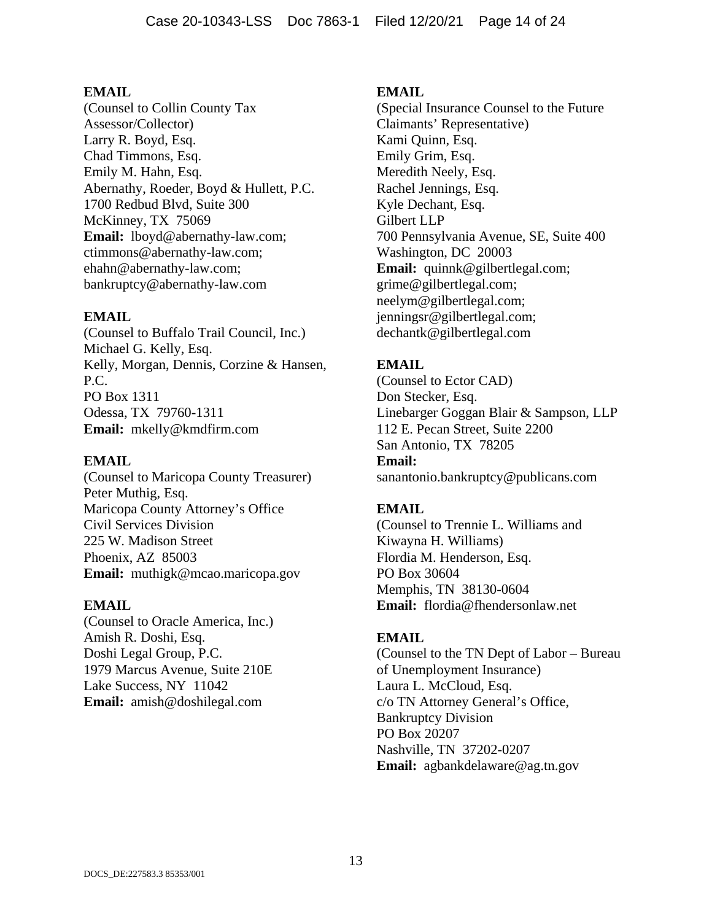**EMAIL**
(Counsel to Collin County Tax Assessor/Collector)
Larry R. Boyd, Esq.
Chad Timmons, Esq.
Emily M. Hahn, Esq.
Abernathy, Roeder, Boyd & Hullett, P.C.
1700 Redbud Blvd, Suite 300
McKinney, TX 75069
**Email:** lboyd@abernathy-law.com; ctimmons@abernathy-law.com; ehahn@abernathy-law.com; bankruptcy@abernathy-law.com

**EMAIL**
(Counsel to Buffalo Trail Council, Inc.)
Michael G. Kelly, Esq.
Kelly, Morgan, Dennis, Corzine & Hansen, P.C.
PO Box 1311
Odessa, TX 79760-1311
**Email:** mkelly@kmdfirm.com

**EMAIL**
(Counsel to Maricopa County Treasurer)
Peter Muthig, Esq.
Maricopa County Attorney's Office
Civil Services Division
225 W. Madison Street
Phoenix, AZ 85003
**Email:** muthigk@mcao.maricopa.gov

**EMAIL**
(Counsel to Oracle America, Inc.)
Amish R. Doshi, Esq.
Doshi Legal Group, P.C.
1979 Marcus Avenue, Suite 210E
Lake Success, NY 11042
**Email:** amish@doshilegal.com

**EMAIL**
(Special Insurance Counsel to the Future Claimants' Representative)
Kami Quinn, Esq.
Emily Grim, Esq.
Meredith Neely, Esq.
Rachel Jennings, Esq.
Kyle Dechant, Esq.
Gilbert LLP
700 Pennsylvania Avenue, SE, Suite 400
Washington, DC 20003
**Email:** quinnk@gilbertlegal.com; grime@gilbertlegal.com; neelym@gilbertlegal.com; jenningsr@gilbertlegal.com; dechantk@gilbertlegal.com

**EMAIL**
(Counsel to Ector CAD)
Don Stecker, Esq.
Linebarger Goggan Blair & Sampson, LLP
112 E. Pecan Street, Suite 2200
San Antonio, TX 78205
**Email:** sanantonio.bankruptcy@publicans.com

**EMAIL**
(Counsel to Trennie L. Williams and Kiwayna H. Williams)
Flordia M. Henderson, Esq.
PO Box 30604
Memphis, TN 38130-0604
**Email:** flordia@fhendersonlaw.net

**EMAIL**
(Counsel to the TN Dept of Labor – Bureau of Unemployment Insurance)
Laura L. McCloud, Esq.
c/o TN Attorney General's Office, Bankruptcy Division
PO Box 20207
Nashville, TN 37202-0207
**Email:** agbankdelaware@ag.tn.gov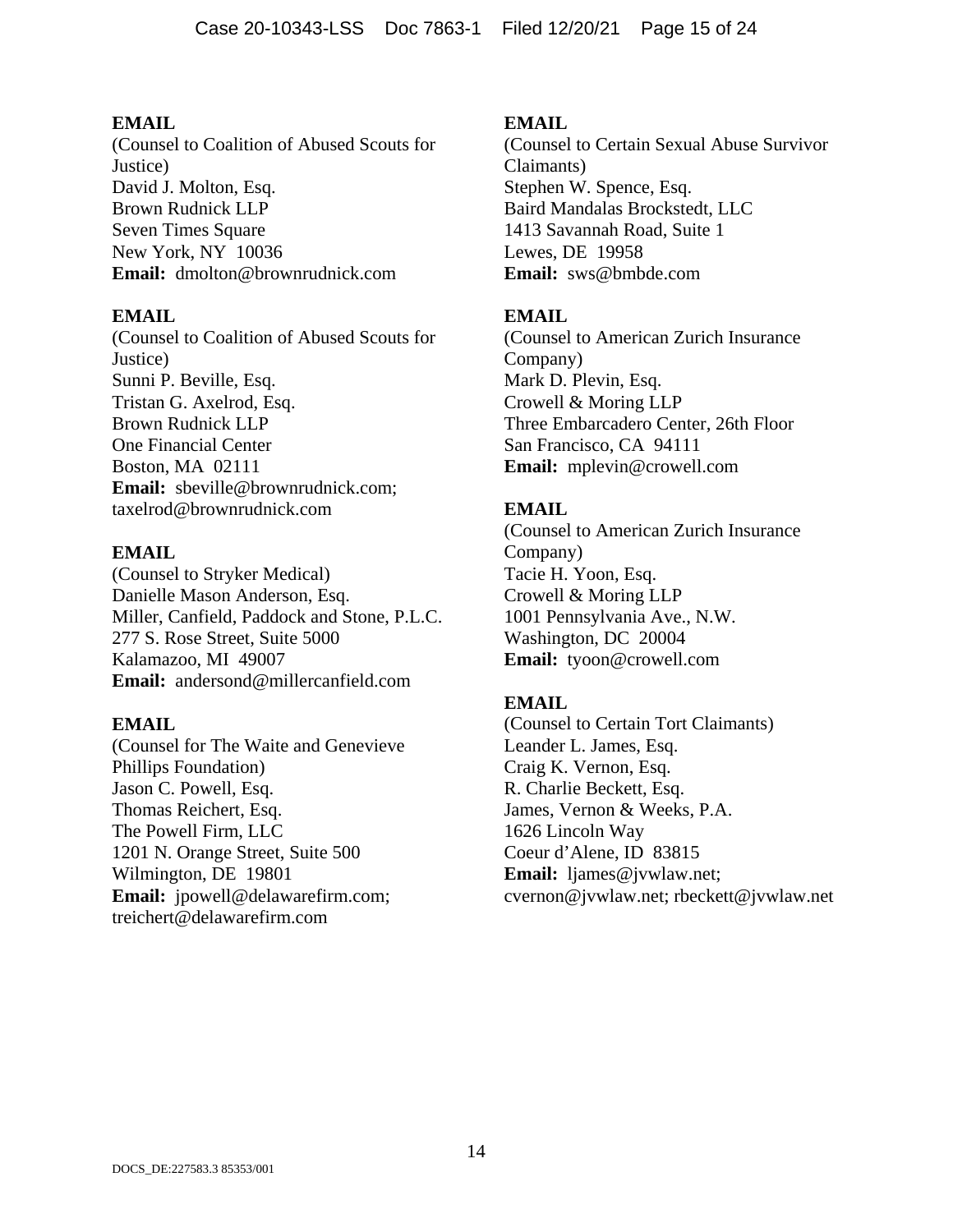**EMAIL**
(Counsel to Coalition of Abused Scouts for Justice)
David J. Molton, Esq.
Brown Rudnick LLP
Seven Times Square
New York, NY 10036
**Email:** dmolton@brownrudnick.com

**EMAIL**
(Counsel to Coalition of Abused Scouts for Justice)
Sunni P. Beville, Esq.
Tristan G. Axelrod, Esq.
Brown Rudnick LLP
One Financial Center
Boston, MA 02111
**Email:** sbeville@brownrudnick.com; taxelrod@brownrudnick.com

**EMAIL**
(Counsel to Stryker Medical)
Danielle Mason Anderson, Esq.
Miller, Canfield, Paddock and Stone, P.L.C.
277 S. Rose Street, Suite 5000
Kalamazoo, MI 49007
**Email:** andersond@millercanfield.com

**EMAIL**
(Counsel for The Waite and Genevieve Phillips Foundation)
Jason C. Powell, Esq.
Thomas Reichert, Esq.
The Powell Firm, LLC
1201 N. Orange Street, Suite 500
Wilmington, DE 19801
**Email:** jpowell@delawarefirm.com; treichert@delawarefirm.com

**EMAIL**
(Counsel to Certain Sexual Abuse Survivor Claimants)
Stephen W. Spence, Esq.
Baird Mandalas Brockstedt, LLC
1413 Savannah Road, Suite 1
Lewes, DE 19958
**Email:** sws@bmbde.com

**EMAIL**
(Counsel to American Zurich Insurance Company)
Mark D. Plevin, Esq.
Crowell & Moring LLP
Three Embarcadero Center, 26th Floor
San Francisco, CA 94111
**Email:** mplevin@crowell.com

**EMAIL**
(Counsel to American Zurich Insurance Company)
Tacie H. Yoon, Esq.
Crowell & Moring LLP
1001 Pennsylvania Ave., N.W.
Washington, DC 20004
**Email:** tyoon@crowell.com

**EMAIL**
(Counsel to Certain Tort Claimants)
Leander L. James, Esq.
Craig K. Vernon, Esq.
R. Charlie Beckett, Esq.
James, Vernon & Weeks, P.A.
1626 Lincoln Way
Coeur d'Alene, ID 83815
**Email:** ljames@jvwlaw.net; cvernon@jvwlaw.net; rbeckett@jvwlaw.net

DOCS_DE:227583.3 85353/001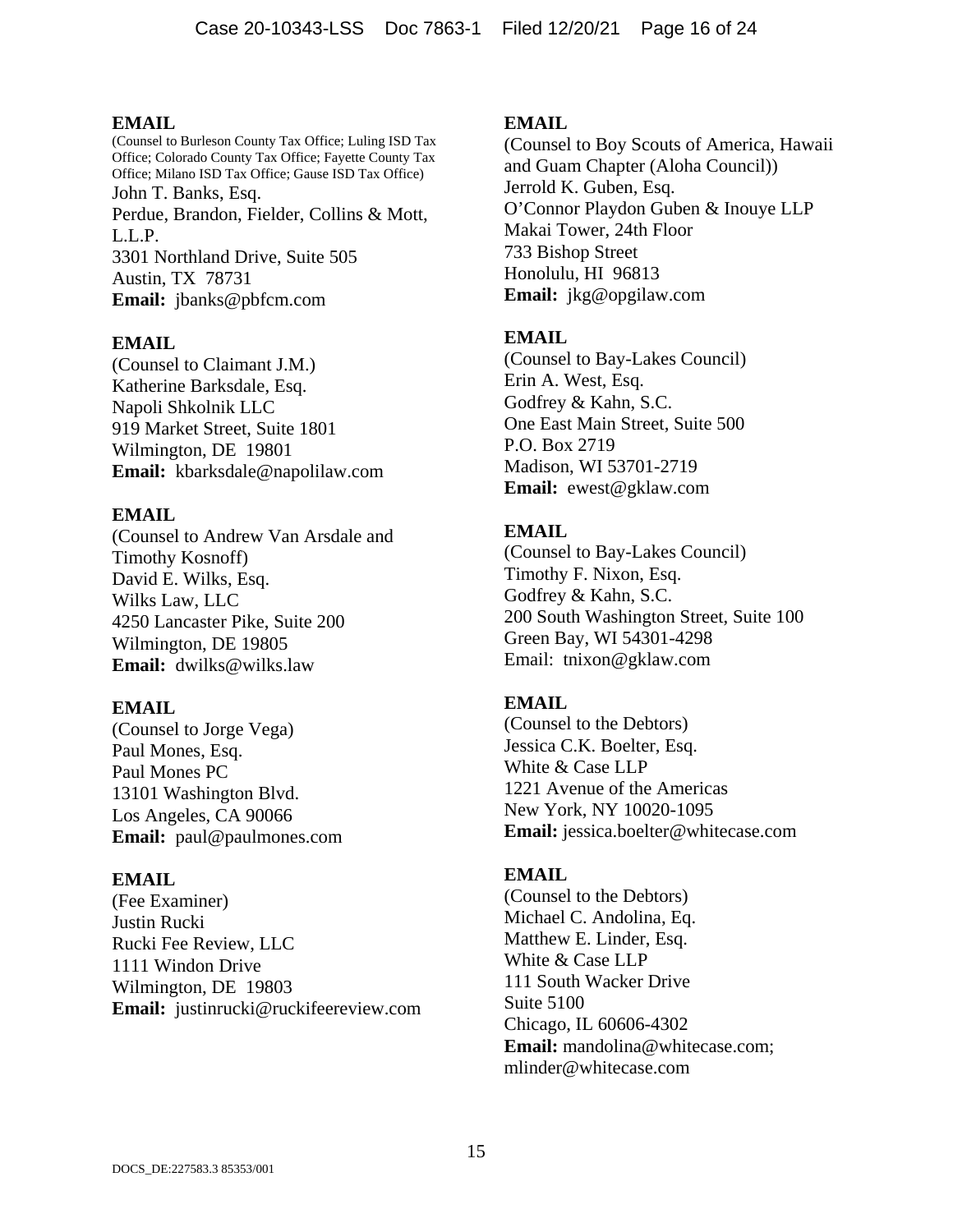**EMAIL**
(Counsel to Burleson County Tax Office; Luling ISD Tax Office; Colorado County Tax Office; Fayette County Tax Office; Milano ISD Tax Office; Gause ISD Tax Office)
John T. Banks, Esq.
Perdue, Brandon, Fielder, Collins & Mott, L.L.P.
3301 Northland Drive, Suite 505
Austin, TX 78731
**Email:** jbanks@pbfcm.com

**EMAIL**
(Counsel to Claimant J.M.)
Katherine Barksdale, Esq.
Napoli Shkolnik LLC
919 Market Street, Suite 1801
Wilmington, DE 19801
**Email:** kbarksdale@napolilaw.com

**EMAIL**
(Counsel to Andrew Van Arsdale and Timothy Kosnoff)
David E. Wilks, Esq.
Wilks Law, LLC
4250 Lancaster Pike, Suite 200
Wilmington, DE 19805
**Email:** dwilks@wilks.law

**EMAIL**
(Counsel to Jorge Vega)
Paul Mones, Esq.
Paul Mones PC
13101 Washington Blvd.
Los Angeles, CA 90066
**Email:** paul@paulmones.com

**EMAIL**
(Fee Examiner)
Justin Rucki
Rucki Fee Review, LLC
1111 Windon Drive
Wilmington, DE 19803
**Email:** justinrucki@ruckifeereview.com

**EMAIL**
(Counsel to Boy Scouts of America, Hawaii and Guam Chapter (Aloha Council))
Jerrold K. Guben, Esq.
O'Connor Playdon Guben & Inouye LLP
Makai Tower, 24th Floor
733 Bishop Street
Honolulu, HI 96813
**Email:** jkg@opgilaw.com

**EMAIL**
(Counsel to Bay-Lakes Council)
Erin A. West, Esq.
Godfrey & Kahn, S.C.
One East Main Street, Suite 500
P.O. Box 2719
Madison, WI 53701-2719
**Email:** ewest@gklaw.com

**EMAIL**
(Counsel to Bay-Lakes Council)
Timothy F. Nixon, Esq.
Godfrey & Kahn, S.C.
200 South Washington Street, Suite 100
Green Bay, WI 54301-4298
Email: tnixon@gklaw.com

**EMAIL**
(Counsel to the Debtors)
Jessica C.K. Boelter, Esq.
White & Case LLP
1221 Avenue of the Americas
New York, NY 10020-1095
**Email:** jessica.boelter@whitecase.com

**EMAIL**
(Counsel to the Debtors)
Michael C. Andolina, Eq.
Matthew E. Linder, Esq.
White & Case LLP
111 South Wacker Drive
Suite 5100
Chicago, IL 60606-4302
**Email:** mandolina@whitecase.com; mlinder@whitecase.com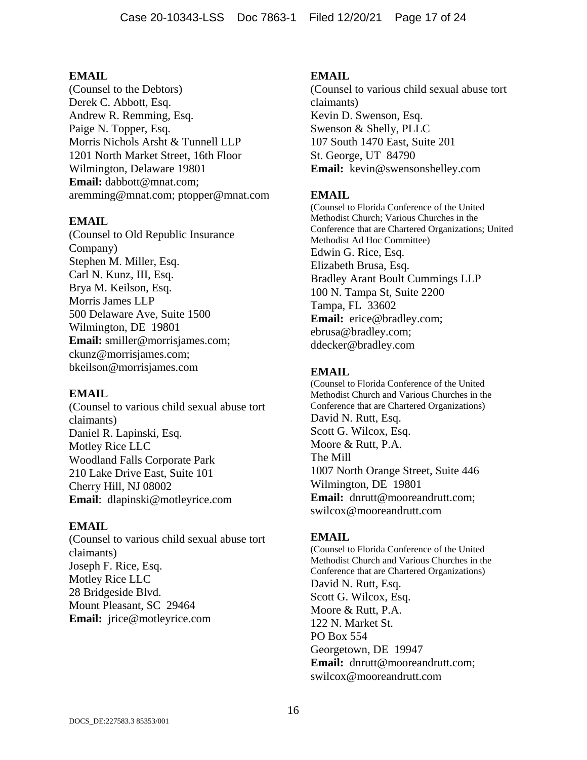**EMAIL**
(Counsel to the Debtors)
Derek C. Abbott, Esq.
Andrew R. Remming, Esq.
Paige N. Topper, Esq.
Morris Nichols Arsht & Tunnell LLP
1201 North Market Street, 16th Floor
Wilmington, Delaware 19801
**Email:** dabbott@mnat.com; aremming@mnat.com; ptopper@mnat.com

**EMAIL**
(Counsel to Old Republic Insurance Company)
Stephen M. Miller, Esq.
Carl N. Kunz, III, Esq.
Brya M. Keilson, Esq.
Morris James LLP
500 Delaware Ave, Suite 1500
Wilmington, DE 19801
**Email:** smiller@morrisjames.com; ckunz@morrisjames.com; bkeilson@morrisjames.com

**EMAIL**
(Counsel to various child sexual abuse tort claimants)
Daniel R. Lapinski, Esq.
Motley Rice LLC
Woodland Falls Corporate Park
210 Lake Drive East, Suite 101
Cherry Hill, NJ 08002
**Email**: dlapinski@motleyrice.com

**EMAIL**
(Counsel to various child sexual abuse tort claimants)
Joseph F. Rice, Esq.
Motley Rice LLC
28 Bridgeside Blvd.
Mount Pleasant, SC 29464
**Email:** jrice@motleyrice.com

**EMAIL**
(Counsel to various child sexual abuse tort claimants)
Kevin D. Swenson, Esq.
Swenson & Shelly, PLLC
107 South 1470 East, Suite 201
St. George, UT 84790
**Email:** kevin@swensonshelley.com

**EMAIL**
(Counsel to Florida Conference of the United Methodist Church; Various Churches in the Conference that are Chartered Organizations; United Methodist Ad Hoc Committee)
Edwin G. Rice, Esq.
Elizabeth Brusa, Esq.
Bradley Arant Boult Cummings LLP
100 N. Tampa St, Suite 2200
Tampa, FL 33602
**Email:** erice@bradley.com; ebrusa@bradley.com; ddecker@bradley.com

**EMAIL**
(Counsel to Florida Conference of the United Methodist Church and Various Churches in the Conference that are Chartered Organizations)
David N. Rutt, Esq.
Scott G. Wilcox, Esq.
Moore & Rutt, P.A.
The Mill
1007 North Orange Street, Suite 446
Wilmington, DE 19801
**Email:** dnrutt@mooreandrutt.com; swilcox@mooreandrutt.com

**EMAIL**
(Counsel to Florida Conference of the United Methodist Church and Various Churches in the Conference that are Chartered Organizations)
David N. Rutt, Esq.
Scott G. Wilcox, Esq.
Moore & Rutt, P.A.
122 N. Market St.
PO Box 554
Georgetown, DE 19947
**Email:** dnrutt@mooreandrutt.com; swilcox@mooreandrutt.com

DOCS_DE:227583.3 85353/001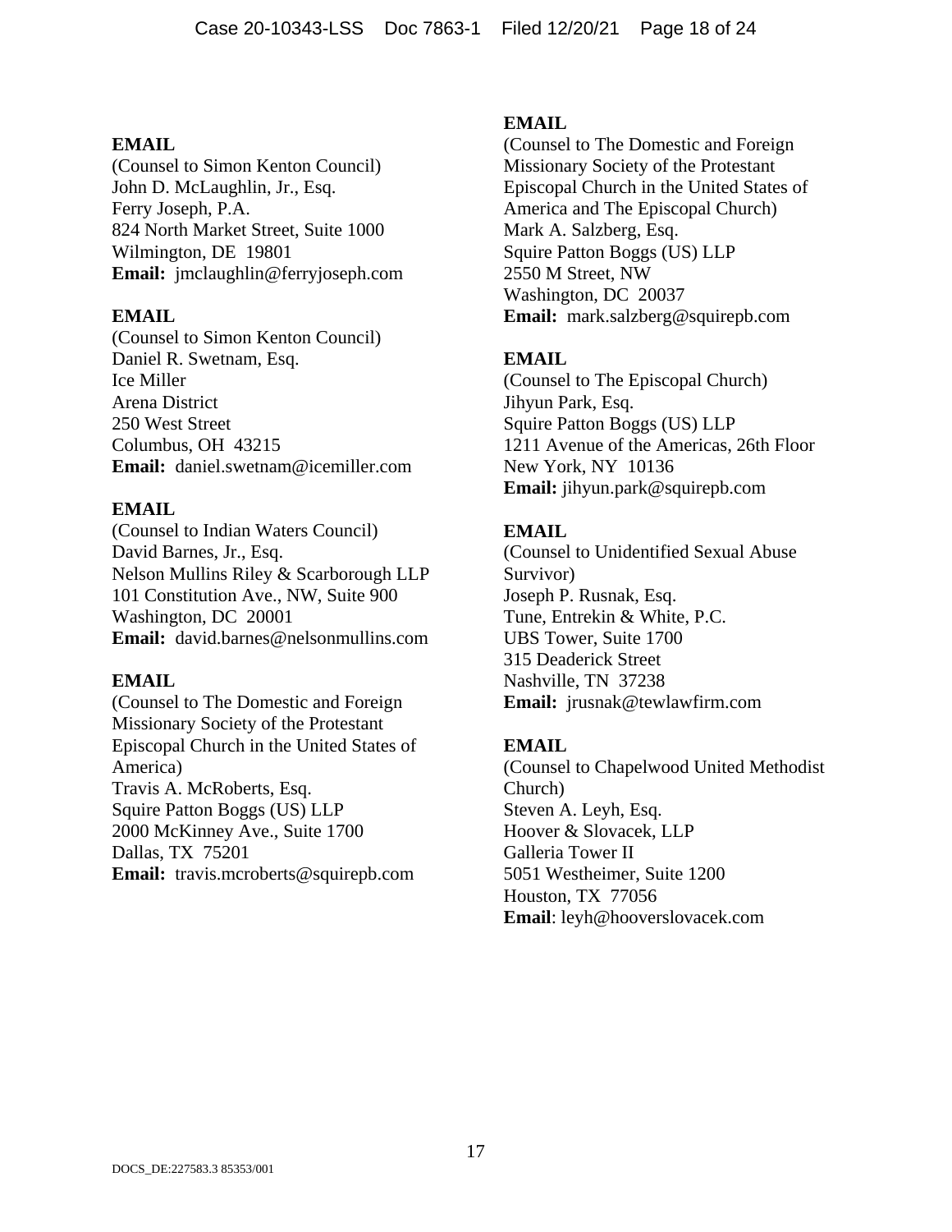**EMAIL**
(Counsel to Simon Kenton Council)
John D. McLaughlin, Jr., Esq.
Ferry Joseph, P.A.
824 North Market Street, Suite 1000
Wilmington, DE 19801
**Email:** jmclaughlin@ferryjoseph.com

**EMAIL**
(Counsel to Simon Kenton Council)
Daniel R. Swetnam, Esq.
Ice Miller
Arena District
250 West Street
Columbus, OH 43215
**Email:** daniel.swetnam@icemiller.com

**EMAIL**
(Counsel to Indian Waters Council)
David Barnes, Jr., Esq.
Nelson Mullins Riley & Scarborough LLP
101 Constitution Ave., NW, Suite 900
Washington, DC 20001
**Email:** david.barnes@nelsonmullins.com

**EMAIL**
(Counsel to The Domestic and Foreign Missionary Society of the Protestant Episcopal Church in the United States of America)
Travis A. McRoberts, Esq.
Squire Patton Boggs (US) LLP
2000 McKinney Ave., Suite 1700
Dallas, TX 75201
**Email:** travis.mcroberts@squirepb.com

**EMAIL**
(Counsel to The Domestic and Foreign Missionary Society of the Protestant Episcopal Church in the United States of America and The Episcopal Church)
Mark A. Salzberg, Esq.
Squire Patton Boggs (US) LLP
2550 M Street, NW
Washington, DC 20037
**Email:** mark.salzberg@squirepb.com

**EMAIL**
(Counsel to The Episcopal Church)
Jihyun Park, Esq.
Squire Patton Boggs (US) LLP
1211 Avenue of the Americas, 26th Floor
New York, NY 10136
**Email:** jihyun.park@squirepb.com

**EMAIL**
(Counsel to Unidentified Sexual Abuse Survivor)
Joseph P. Rusnak, Esq.
Tune, Entrekin & White, P.C.
UBS Tower, Suite 1700
315 Deaderick Street
Nashville, TN 37238
**Email:** jrusnak@tewlawfirm.com

**EMAIL**
(Counsel to Chapelwood United Methodist Church)
Steven A. Leyh, Esq.
Hoover & Slovacek, LLP
Galleria Tower II
5051 Westheimer, Suite 1200
Houston, TX 77056
**Email**: leyh@hooverslovacek.com

DOCS_DE:227583.3 85353/001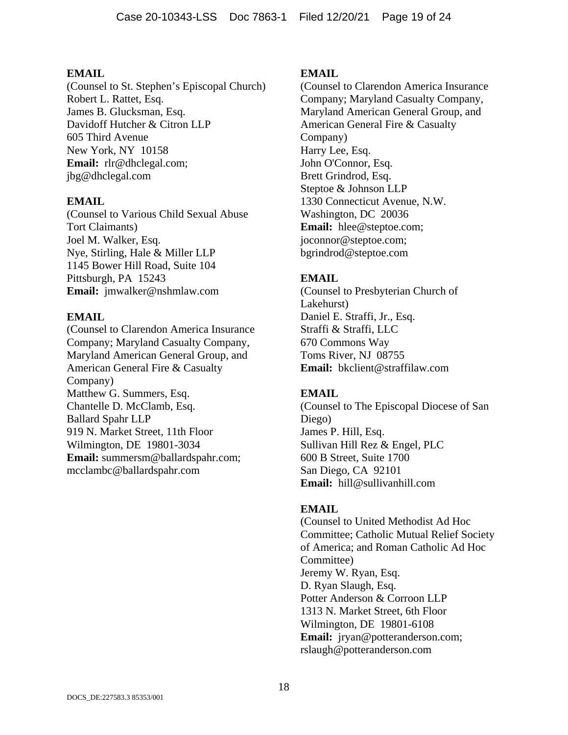**EMAIL**
(Counsel to St. Stephen's Episcopal Church)
Robert L. Rattet, Esq.
James B. Glucksman, Esq.
Davidoff Hutcher & Citron LLP
605 Third Avenue
New York, NY 10158
**Email:** rlr@dhclegal.com; jbg@dhclegal.com

**EMAIL**
(Counsel to Various Child Sexual Abuse Tort Claimants)
Joel M. Walker, Esq.
Nye, Stirling, Hale & Miller LLP
1145 Bower Hill Road, Suite 104
Pittsburgh, PA 15243
**Email:** jmwalker@nshmlaw.com

**EMAIL**
(Counsel to Clarendon America Insurance Company; Maryland Casualty Company, Maryland American General Group, and American General Fire & Casualty Company)
Matthew G. Summers, Esq.
Chantelle D. McClamb, Esq.
Ballard Spahr LLP
919 N. Market Street, 11th Floor
Wilmington, DE 19801-3034
**Email:** summersm@ballardspahr.com; mcclambc@ballardspahr.com

**EMAIL**
(Counsel to Clarendon America Insurance Company; Maryland Casualty Company, Maryland American General Group, and American General Fire & Casualty Company)
Harry Lee, Esq.
John O'Connor, Esq.
Brett Grindrod, Esq.
Steptoe & Johnson LLP
1330 Connecticut Avenue, N.W.
Washington, DC 20036
**Email:** hlee@steptoe.com; joconnor@steptoe.com; bgrindrod@steptoe.com

**EMAIL**
(Counsel to Presbyterian Church of Lakehurst)
Daniel E. Straffi, Jr., Esq.
Straffi & Straffi, LLC
670 Commons Way
Toms River, NJ 08755
**Email:** bkclient@straffilaw.com

**EMAIL**
(Counsel to The Episcopal Diocese of San Diego)
James P. Hill, Esq.
Sullivan Hill Rez & Engel, PLC
600 B Street, Suite 1700
San Diego, CA 92101
**Email:** hill@sullivanhill.com

**EMAIL**
(Counsel to United Methodist Ad Hoc Committee; Catholic Mutual Relief Society of America; and Roman Catholic Ad Hoc Committee)
Jeremy W. Ryan, Esq.
D. Ryan Slaugh, Esq.
Potter Anderson & Corroon LLP
1313 N. Market Street, 6th Floor
Wilmington, DE 19801-6108
**Email:** jryan@potteranderson.com; rslaugh@potteranderson.com

DOCS_DE:227583.3 85353/001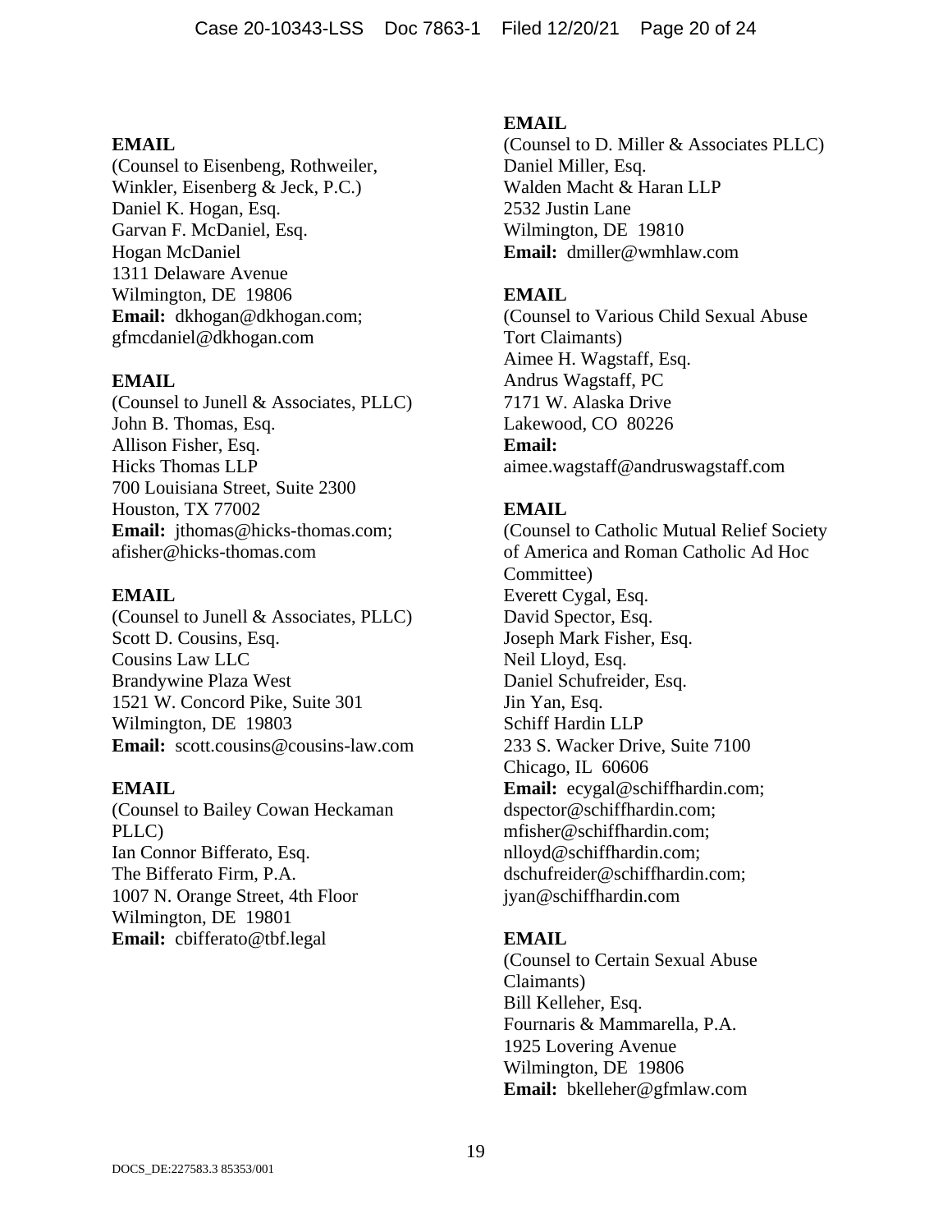**EMAIL**
(Counsel to Eisenbeng, Rothweiler, Winkler, Eisenberg & Jeck, P.C.)
Daniel K. Hogan, Esq.
Garvan F. McDaniel, Esq.
Hogan McDaniel
1311 Delaware Avenue
Wilmington, DE 19806
**Email:** dkhogan@dkhogan.com; gfmcdaniel@dkhogan.com

**EMAIL**
(Counsel to Junell & Associates, PLLC)
John B. Thomas, Esq.
Allison Fisher, Esq.
Hicks Thomas LLP
700 Louisiana Street, Suite 2300
Houston, TX 77002
**Email:** jthomas@hicks-thomas.com; afisher@hicks-thomas.com

**EMAIL**
(Counsel to Junell & Associates, PLLC)
Scott D. Cousins, Esq.
Cousins Law LLC
Brandywine Plaza West
1521 W. Concord Pike, Suite 301
Wilmington, DE 19803
**Email:** scott.cousins@cousins-law.com

**EMAIL**
(Counsel to Bailey Cowan Heckaman PLLC)
Ian Connor Bifferato, Esq.
The Bifferato Firm, P.A.
1007 N. Orange Street, 4th Floor
Wilmington, DE 19801
**Email:** cbifferato@tbf.legal

**EMAIL**
(Counsel to D. Miller & Associates PLLC)
Daniel Miller, Esq.
Walden Macht & Haran LLP
2532 Justin Lane
Wilmington, DE 19810
**Email:** dmiller@wmhlaw.com

**EMAIL**
(Counsel to Various Child Sexual Abuse Tort Claimants)
Aimee H. Wagstaff, Esq.
Andrus Wagstaff, PC
7171 W. Alaska Drive
Lakewood, CO 80226
**Email:**
aimee.wagstaff@andruswagstaff.com

**EMAIL**
(Counsel to Catholic Mutual Relief Society of America and Roman Catholic Ad Hoc Committee)
Everett Cygal, Esq.
David Spector, Esq.
Joseph Mark Fisher, Esq.
Neil Lloyd, Esq.
Daniel Schufreider, Esq.
Jin Yan, Esq.
Schiff Hardin LLP
233 S. Wacker Drive, Suite 7100
Chicago, IL 60606
**Email:** ecygal@schiffhardin.com; dspector@schiffhardin.com; mfisher@schiffhardin.com; nlloyd@schiffhardin.com; dschufreider@schiffhardin.com; jyan@schiffhardin.com

**EMAIL**
(Counsel to Certain Sexual Abuse Claimants)
Bill Kelleher, Esq.
Fournaris & Mammarella, P.A.
1925 Lovering Avenue
Wilmington, DE 19806
**Email:** bkelleher@gfmlaw.com

DOCS_DE:227583.3 85353/001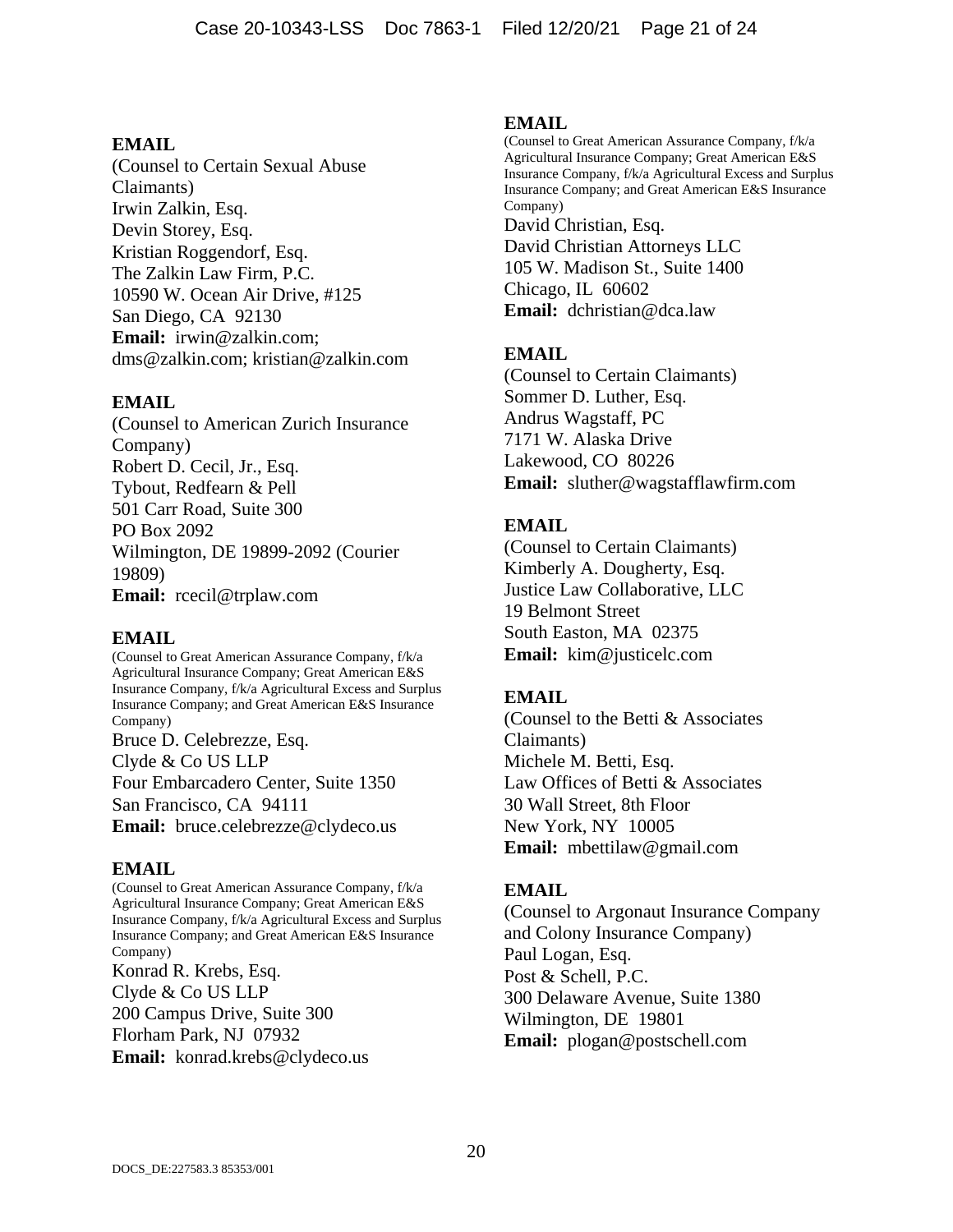**EMAIL**
(Counsel to Certain Sexual Abuse Claimants)
Irwin Zalkin, Esq.
Devin Storey, Esq.
Kristian Roggendorf, Esq.
The Zalkin Law Firm, P.C.
10590 W. Ocean Air Drive, #125
San Diego, CA 92130
**Email:** irwin@zalkin.com; dms@zalkin.com; kristian@zalkin.com

**EMAIL**
(Counsel to American Zurich Insurance Company)
Robert D. Cecil, Jr., Esq.
Tybout, Redfearn & Pell
501 Carr Road, Suite 300
PO Box 2092
Wilmington, DE 19899-2092 (Courier 19809)
**Email:** rcecil@trplaw.com

**EMAIL**
(Counsel to Great American Assurance Company, f/k/a Agricultural Insurance Company; Great American E&S Insurance Company, f/k/a Agricultural Excess and Surplus Insurance Company; and Great American E&S Insurance Company)
Bruce D. Celebrezze, Esq.
Clyde & Co US LLP
Four Embarcadero Center, Suite 1350
San Francisco, CA 94111
**Email:** bruce.celebrezze@clydeco.us

**EMAIL**
(Counsel to Great American Assurance Company, f/k/a Agricultural Insurance Company; Great American E&S Insurance Company, f/k/a Agricultural Excess and Surplus Insurance Company; and Great American E&S Insurance Company)
Konrad R. Krebs, Esq.
Clyde & Co US LLP
200 Campus Drive, Suite 300
Florham Park, NJ 07932
**Email:** konrad.krebs@clydeco.us

**EMAIL**
(Counsel to Great American Assurance Company, f/k/a Agricultural Insurance Company; Great American E&S Insurance Company, f/k/a Agricultural Excess and Surplus Insurance Company; and Great American E&S Insurance Company)
David Christian, Esq.
David Christian Attorneys LLC
105 W. Madison St., Suite 1400
Chicago, IL 60602
**Email:** dchristian@dca.law

**EMAIL**
(Counsel to Certain Claimants)
Sommer D. Luther, Esq.
Andrus Wagstaff, PC
7171 W. Alaska Drive
Lakewood, CO 80226
**Email:** sluther@wagstafflawfirm.com

**EMAIL**
(Counsel to Certain Claimants)
Kimberly A. Dougherty, Esq.
Justice Law Collaborative, LLC
19 Belmont Street
South Easton, MA 02375
**Email:** kim@justicelc.com

**EMAIL**
(Counsel to the Betti & Associates Claimants)
Michele M. Betti, Esq.
Law Offices of Betti & Associates
30 Wall Street, 8th Floor
New York, NY 10005
**Email:** mbettilaw@gmail.com

**EMAIL**
(Counsel to Argonaut Insurance Company and Colony Insurance Company)
Paul Logan, Esq.
Post & Schell, P.C.
300 Delaware Avenue, Suite 1380
Wilmington, DE 19801
**Email:** plogan@postschell.com

DOCS_DE:227583.3 85353/001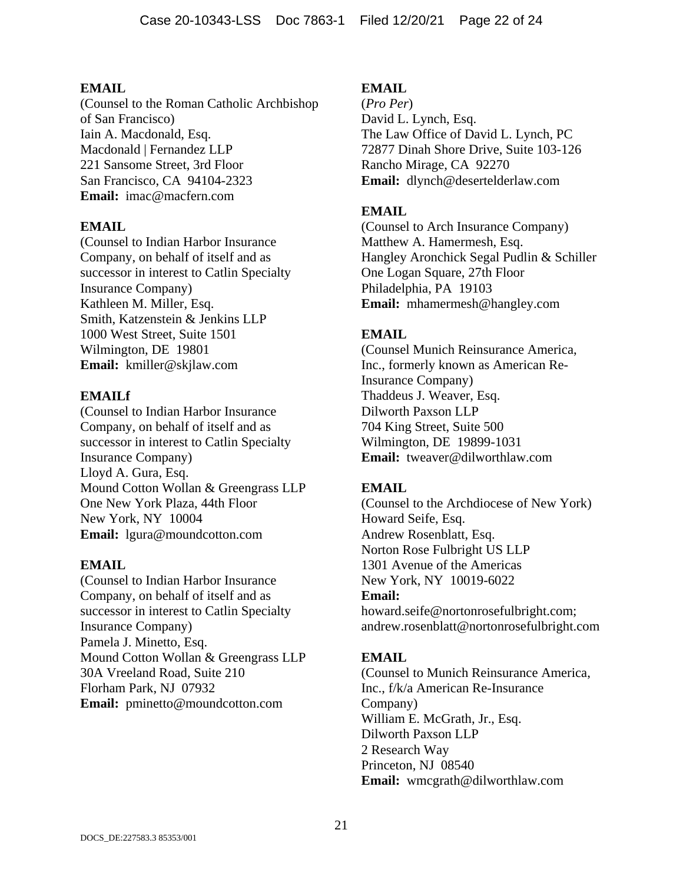**EMAIL**
(Counsel to the Roman Catholic Archbishop of San Francisco)
Iain A. Macdonald, Esq.
Macdonald | Fernandez LLP
221 Sansome Street, 3rd Floor
San Francisco, CA 94104-2323
**Email:** imac@macfern.com

**EMAIL**
(Counsel to Indian Harbor Insurance Company, on behalf of itself and as successor in interest to Catlin Specialty Insurance Company)
Kathleen M. Miller, Esq.
Smith, Katzenstein & Jenkins LLP
1000 West Street, Suite 1501
Wilmington, DE 19801
**Email:** kmiller@skjlaw.com

**EMAILf**
(Counsel to Indian Harbor Insurance Company, on behalf of itself and as successor in interest to Catlin Specialty Insurance Company)
Lloyd A. Gura, Esq.
Mound Cotton Wollan & Greengrass LLP
One New York Plaza, 44th Floor
New York, NY 10004
**Email:** lgura@moundcotton.com

**EMAIL**
(Counsel to Indian Harbor Insurance Company, on behalf of itself and as successor in interest to Catlin Specialty Insurance Company)
Pamela J. Minetto, Esq.
Mound Cotton Wollan & Greengrass LLP
30A Vreeland Road, Suite 210
Florham Park, NJ 07932
**Email:** pminetto@moundcotton.com

**EMAIL**
(*Pro Per*)
David L. Lynch, Esq.
The Law Office of David L. Lynch, PC
72877 Dinah Shore Drive, Suite 103-126
Rancho Mirage, CA 92270
**Email:** dlynch@desertelderlaw.com

**EMAIL**
(Counsel to Arch Insurance Company)
Matthew A. Hamermesh, Esq.
Hangley Aronchick Segal Pudlin & Schiller
One Logan Square, 27th Floor
Philadelphia, PA 19103
**Email:** mhamermesh@hangley.com

**EMAIL**
(Counsel Munich Reinsurance America, Inc., formerly known as American Re-Insurance Company)
Thaddeus J. Weaver, Esq.
Dilworth Paxson LLP
704 King Street, Suite 500
Wilmington, DE 19899-1031
**Email:** tweaver@dilworthlaw.com

**EMAIL**
(Counsel to the Archdiocese of New York)
Howard Seife, Esq.
Andrew Rosenblatt, Esq.
Norton Rose Fulbright US LLP
1301 Avenue of the Americas
New York, NY 10019-6022
**Email:**
howard.seife@nortonrosefulbright.com; andrew.rosenblatt@nortonrosefulbright.com

**EMAIL**
(Counsel to Munich Reinsurance America, Inc., f/k/a American Re-Insurance Company)
William E. McGrath, Jr., Esq.
Dilworth Paxson LLP
2 Research Way
Princeton, NJ 08540
**Email:** wmcgrath@dilworthlaw.com

DOCS_DE:227583.3 85353/001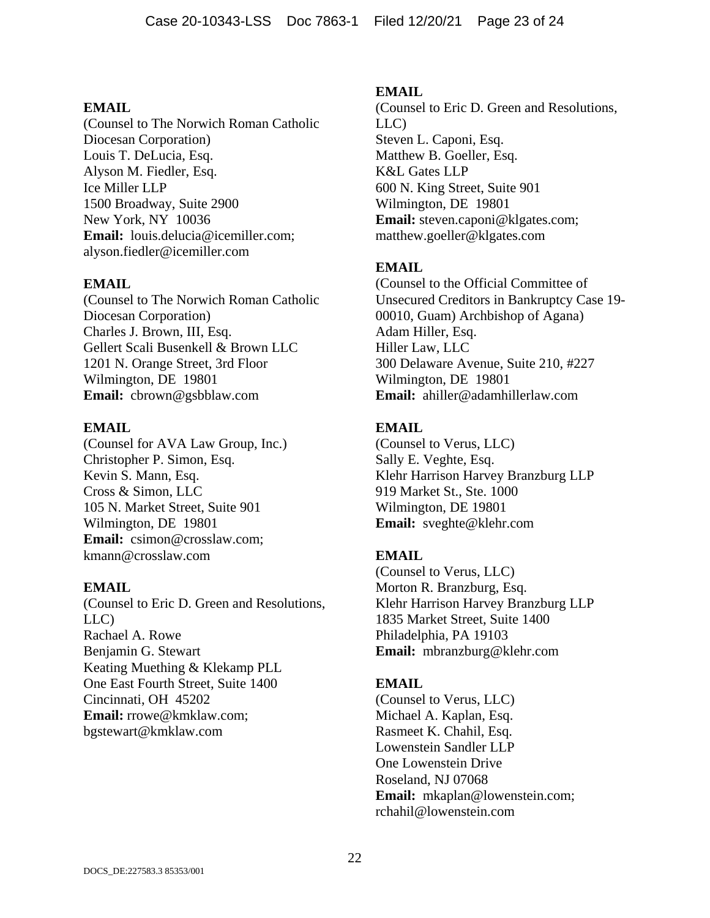**EMAIL**
(Counsel to The Norwich Roman Catholic Diocesan Corporation)
Louis T. DeLucia, Esq.
Alyson M. Fiedler, Esq.
Ice Miller LLP
1500 Broadway, Suite 2900
New York, NY 10036
**Email:** louis.delucia@icemiller.com; alyson.fiedler@icemiller.com

**EMAIL**
(Counsel to The Norwich Roman Catholic Diocesan Corporation)
Charles J. Brown, III, Esq.
Gellert Scali Busenkell & Brown LLC
1201 N. Orange Street, 3rd Floor
Wilmington, DE 19801
**Email:** cbrown@gsbblaw.com

**EMAIL**
(Counsel for AVA Law Group, Inc.)
Christopher P. Simon, Esq.
Kevin S. Mann, Esq.
Cross & Simon, LLC
105 N. Market Street, Suite 901
Wilmington, DE 19801
**Email:** csimon@crosslaw.com; kmann@crosslaw.com

**EMAIL**
(Counsel to Eric D. Green and Resolutions, LLC)
Rachael A. Rowe
Benjamin G. Stewart
Keating Muething & Klekamp PLL
One East Fourth Street, Suite 1400
Cincinnati, OH 45202
**Email:** rrowe@kmklaw.com; bgstewart@kmklaw.com

**EMAIL**
(Counsel to Eric D. Green and Resolutions, LLC)
Steven L. Caponi, Esq.
Matthew B. Goeller, Esq.
K&L Gates LLP
600 N. King Street, Suite 901
Wilmington, DE 19801
**Email:** steven.caponi@klgates.com; matthew.goeller@klgates.com

**EMAIL**
(Counsel to the Official Committee of Unsecured Creditors in Bankruptcy Case 19-00010, Guam) Archbishop of Agana)
Adam Hiller, Esq.
Hiller Law, LLC
300 Delaware Avenue, Suite 210, #227
Wilmington, DE 19801
**Email:** ahiller@adamhillerlaw.com

**EMAIL**
(Counsel to Verus, LLC)
Sally E. Veghte, Esq.
Klehr Harrison Harvey Branzburg LLP
919 Market St., Ste. 1000
Wilmington, DE 19801
**Email:** sveghte@klehr.com

**EMAIL**
(Counsel to Verus, LLC)
Morton R. Branzburg, Esq.
Klehr Harrison Harvey Branzburg LLP
1835 Market Street, Suite 1400
Philadelphia, PA 19103
**Email:** mbranzburg@klehr.com

**EMAIL**
(Counsel to Verus, LLC)
Michael A. Kaplan, Esq.
Rasmeet K. Chahil, Esq.
Lowenstein Sandler LLP
One Lowenstein Drive
Roseland, NJ 07068
**Email:** mkaplan@lowenstein.com; rchahil@lowenstein.com

DOCS_DE:227583.3 85353/001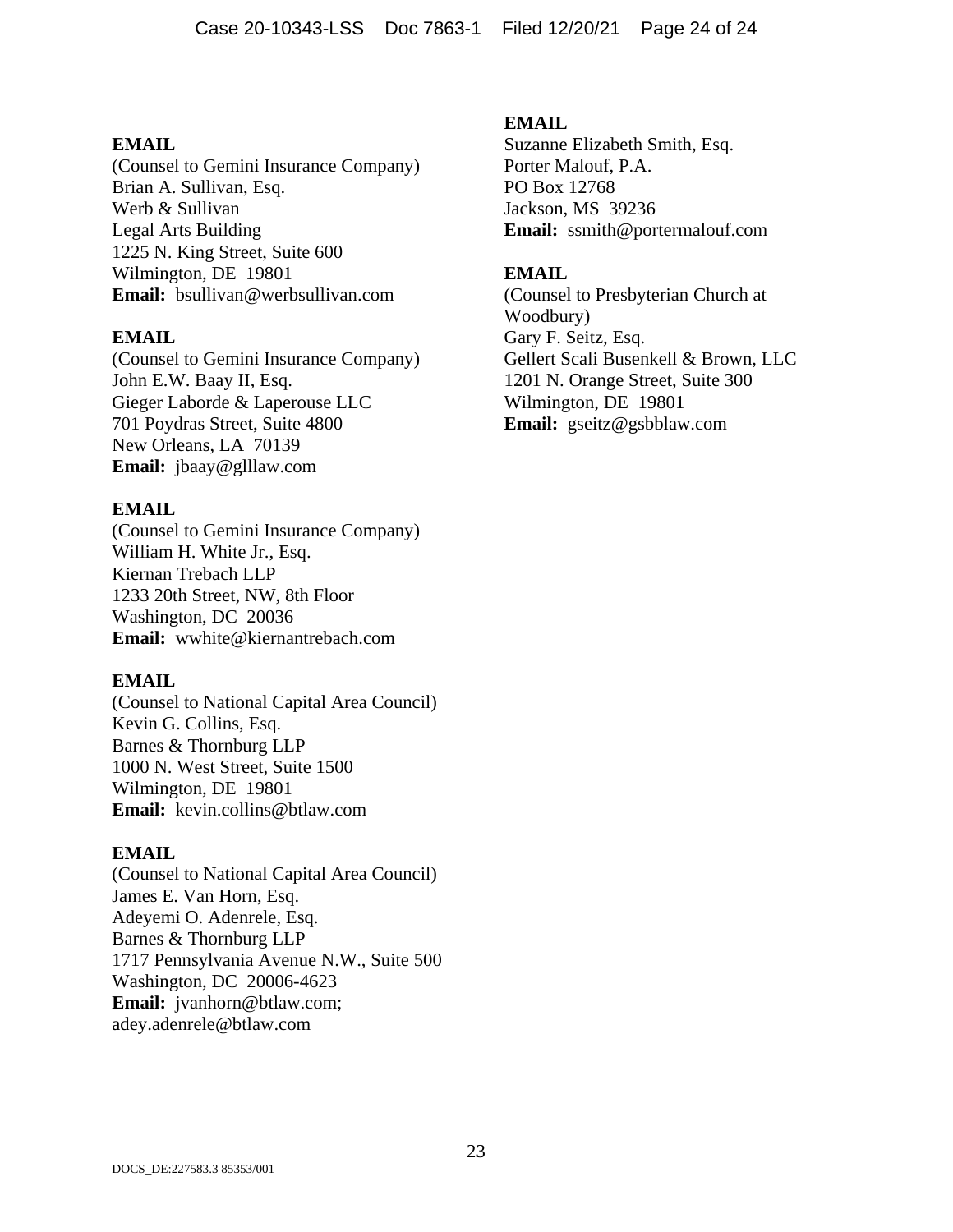**EMAIL**
(Counsel to Gemini Insurance Company)
Brian A. Sullivan, Esq.
Werb & Sullivan
Legal Arts Building
1225 N. King Street, Suite 600
Wilmington, DE 19801
**Email:** bsullivan@werbsullivan.com

**EMAIL**
(Counsel to Gemini Insurance Company)
John E.W. Baay II, Esq.
Gieger Laborde & Laperouse LLC
701 Poydras Street, Suite 4800
New Orleans, LA 70139
**Email:** jbaay@glllaw.com

**EMAIL**
(Counsel to Gemini Insurance Company)
William H. White Jr., Esq.
Kiernan Trebach LLP
1233 20th Street, NW, 8th Floor
Washington, DC 20036
**Email:** wwhite@kiernantrebach.com

**EMAIL**
(Counsel to National Capital Area Council)
Kevin G. Collins, Esq.
Barnes & Thornburg LLP
1000 N. West Street, Suite 1500
Wilmington, DE 19801
**Email:** kevin.collins@btlaw.com

**EMAIL**
(Counsel to National Capital Area Council)
James E. Van Horn, Esq.
Adeyemi O. Adenrele, Esq.
Barnes & Thornburg LLP
1717 Pennsylvania Avenue N.W., Suite 500
Washington, DC 20006-4623
**Email:** jvanhorn@btlaw.com; adey.adenrele@btlaw.com

**EMAIL**
Suzanne Elizabeth Smith, Esq.
Porter Malouf, P.A.
PO Box 12768
Jackson, MS 39236
**Email:** ssmith@portermalouf.com

**EMAIL**
(Counsel to Presbyterian Church at Woodbury)
Gary F. Seitz, Esq.
Gellert Scali Busenkell & Brown, LLC
1201 N. Orange Street, Suite 300
Wilmington, DE 19801
**Email:** gseitz@gsbblaw.com